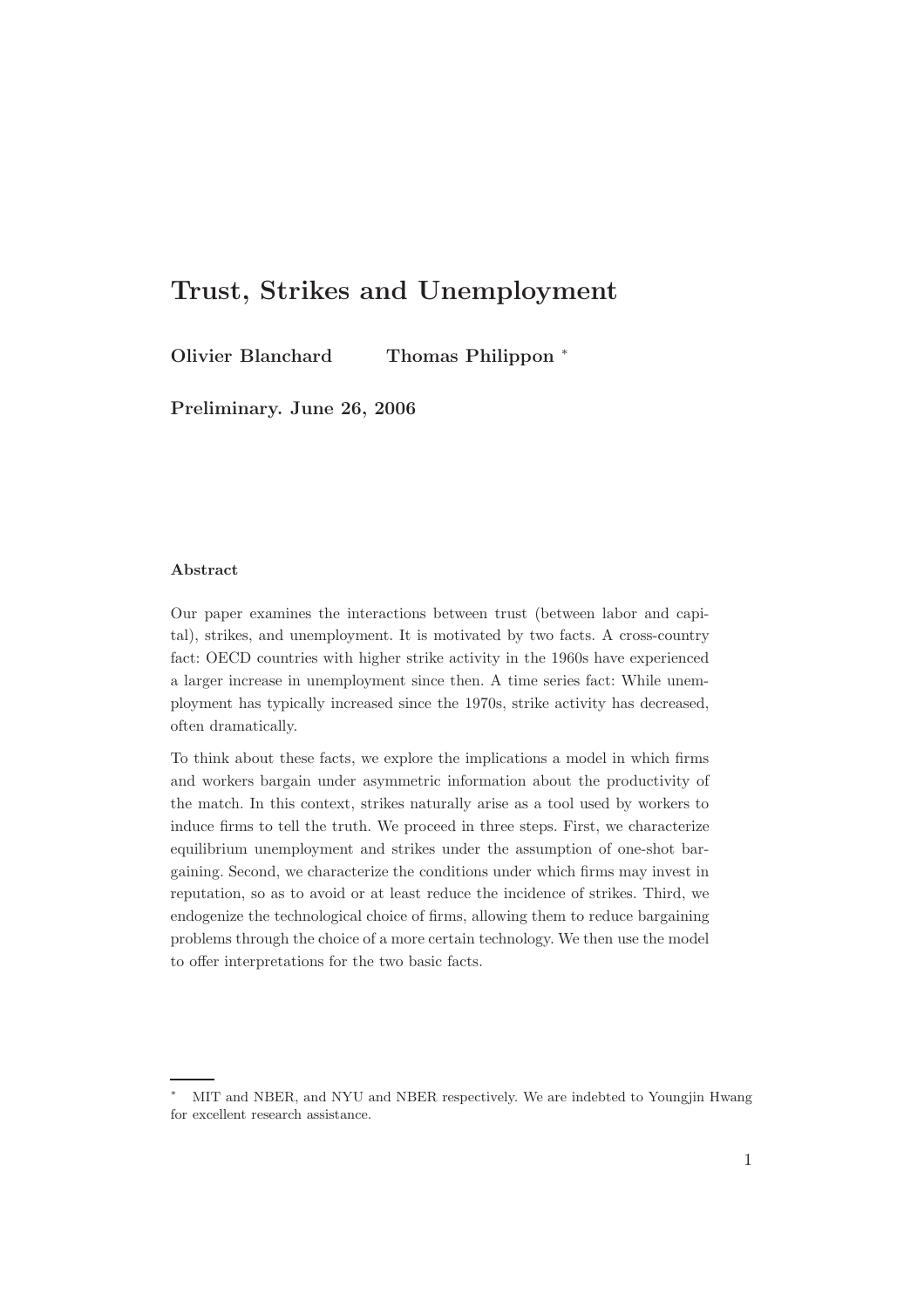# Trust, Strikes and Unemployment

**Olivier Blanchard Thomas Philippon** *

**Preliminary. June 26, 2006**

### Abstract

Our paper examines the interactions between trust (between labor and capital), strikes, and unemployment. It is motivated by two facts. A cross-country fact: OECD countries with higher strike activity in the 1960s have experienced a larger increase in unemployment since then. A time series fact: While unemployment has typically increased since the 1970s, strike activity has decreased, often dramatically.

To think about these facts, we explore the implications a model in which firms and workers bargain under asymmetric information about the productivity of the match. In this context, strikes naturally arise as a tool used by workers to induce firms to tell the truth. We proceed in three steps. First, we characterize equilibrium unemployment and strikes under the assumption of one-shot bargaining. Second, we characterize the conditions under which firms may invest in reputation, so as to avoid or at least reduce the incidence of strikes. Third, we endogenize the technological choice of firms, allowing them to reduce bargaining problems through the choice of a more certain technology. We then use the model to offer interpretations for the two basic facts.

---

* MIT and NBER, and NYU and NBER respectively. We are indebted to Youngjin Hwang for excellent research assistance.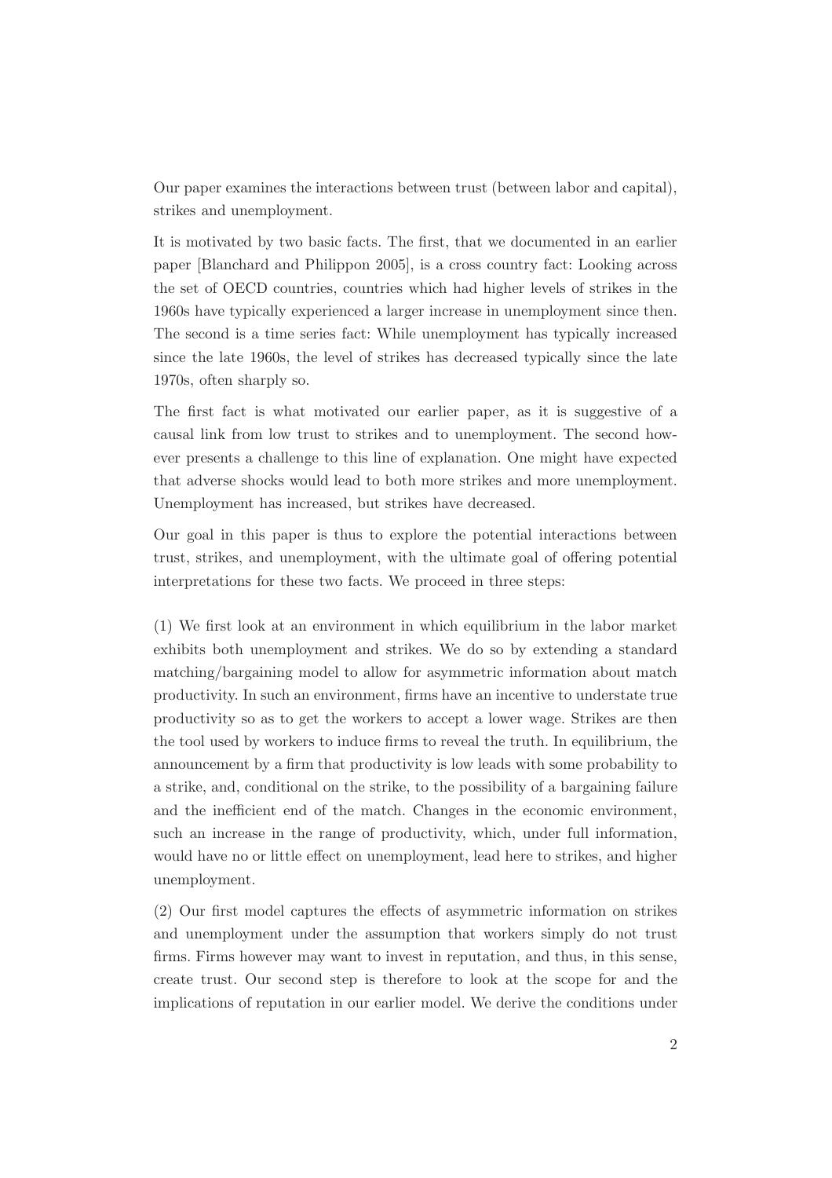Our paper examines the interactions between trust (between labor and capital), strikes and unemployment.

It is motivated by two basic facts. The first, that we documented in an earlier paper [Blanchard and Philippon 2005], is a cross country fact: Looking across the set of OECD countries, countries which had higher levels of strikes in the 1960s have typically experienced a larger increase in unemployment since then. The second is a time series fact: While unemployment has typically increased since the late 1960s, the level of strikes has decreased typically since the late 1970s, often sharply so.

The first fact is what motivated our earlier paper, as it is suggestive of a causal link from low trust to strikes and to unemployment. The second however presents a challenge to this line of explanation. One might have expected that adverse shocks would lead to both more strikes and more unemployment. Unemployment has increased, but strikes have decreased.

Our goal in this paper is thus to explore the potential interactions between trust, strikes, and unemployment, with the ultimate goal of offering potential interpretations for these two facts. We proceed in three steps:

(1) We first look at an environment in which equilibrium in the labor market exhibits both unemployment and strikes. We do so by extending a standard matching/bargaining model to allow for asymmetric information about match productivity. In such an environment, firms have an incentive to understate true productivity so as to get the workers to accept a lower wage. Strikes are then the tool used by workers to induce firms to reveal the truth. In equilibrium, the announcement by a firm that productivity is low leads with some probability to a strike, and, conditional on the strike, to the possibility of a bargaining failure and the inefficient end of the match. Changes in the economic environment, such an increase in the range of productivity, which, under full information, would have no or little effect on unemployment, lead here to strikes, and higher unemployment.

(2) Our first model captures the effects of asymmetric information on strikes and unemployment under the assumption that workers simply do not trust firms. Firms however may want to invest in reputation, and thus, in this sense, create trust. Our second step is therefore to look at the scope for and the implications of reputation in our earlier model. We derive the conditions under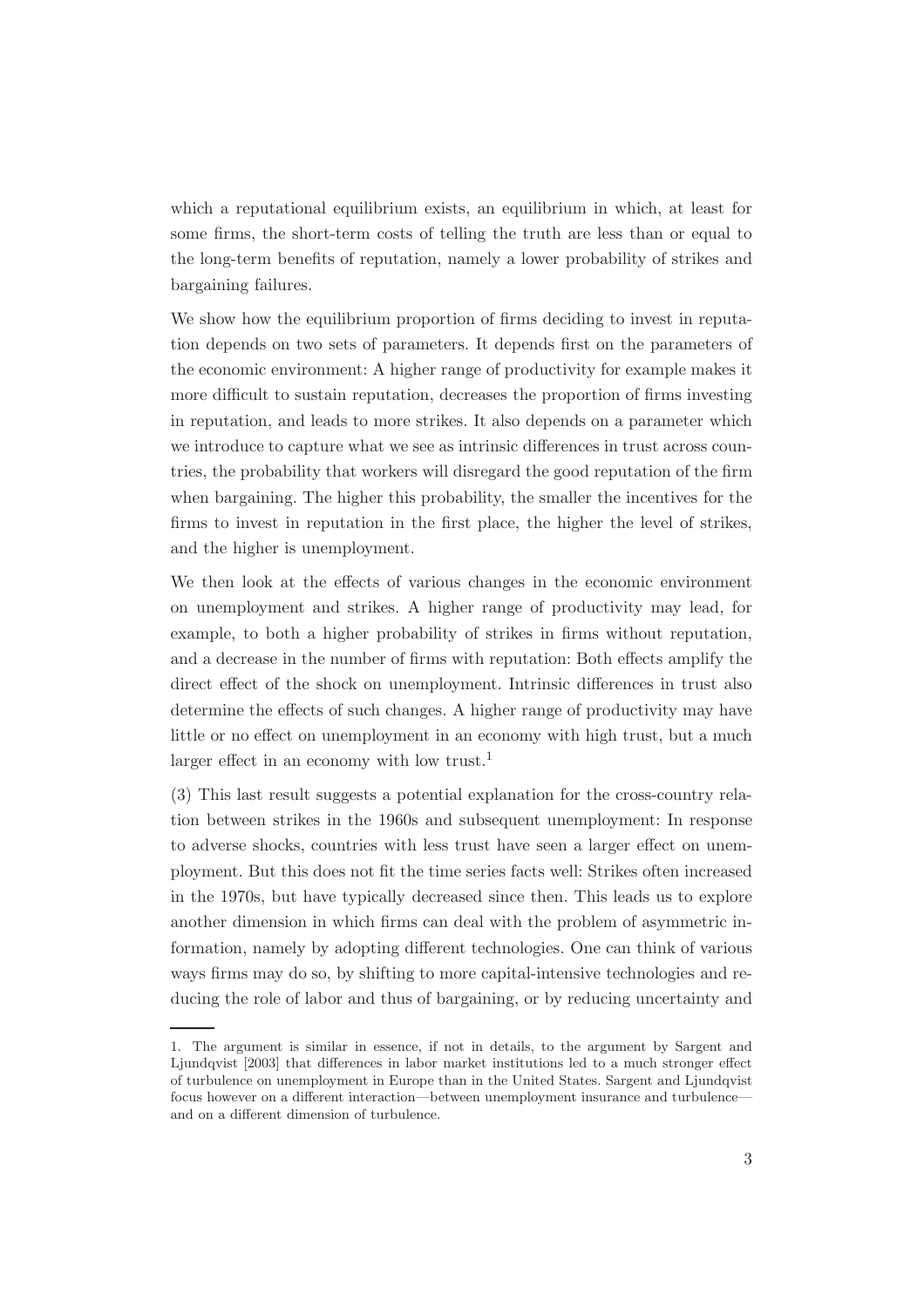which a reputational equilibrium exists, an equilibrium in which, at least for some firms, the short-term costs of telling the truth are less than or equal to the long-term benefits of reputation, namely a lower probability of strikes and bargaining failures.

We show how the equilibrium proportion of firms deciding to invest in reputation depends on two sets of parameters. It depends first on the parameters of the economic environment: A higher range of productivity for example makes it more difficult to sustain reputation, decreases the proportion of firms investing in reputation, and leads to more strikes. It also depends on a parameter which we introduce to capture what we see as intrinsic differences in trust across countries, the probability that workers will disregard the good reputation of the firm when bargaining. The higher this probability, the smaller the incentives for the firms to invest in reputation in the first place, the higher the level of strikes, and the higher is unemployment.

We then look at the effects of various changes in the economic environment on unemployment and strikes. A higher range of productivity may lead, for example, to both a higher probability of strikes in firms without reputation, and a decrease in the number of firms with reputation: Both effects amplify the direct effect of the shock on unemployment. Intrinsic differences in trust also determine the effects of such changes. A higher range of productivity may have little or no effect on unemployment in an economy with high trust, but a much larger effect in an economy with low trust.[1]

(3) This last result suggests a potential explanation for the cross-country relation between strikes in the 1960s and subsequent unemployment: In response to adverse shocks, countries with less trust have seen a larger effect on unemployment. But this does not fit the time series facts well: Strikes often increased in the 1970s, but have typically decreased since then. This leads us to explore another dimension in which firms can deal with the problem of asymmetric information, namely by adopting different technologies. One can think of various ways firms may do so, by shifting to more capital-intensive technologies and reducing the role of labor and thus of bargaining, or by reducing uncertainty and

---

1. The argument is similar in essence, if not in details, to the argument by Sargent and Ljundqvist [2003] that differences in labor market institutions led to a much stronger effect of turbulence on unemployment in Europe than in the United States. Sargent and Ljundqvist focus however on a different interaction—between unemployment insurance and turbulence—and on a different dimension of turbulence.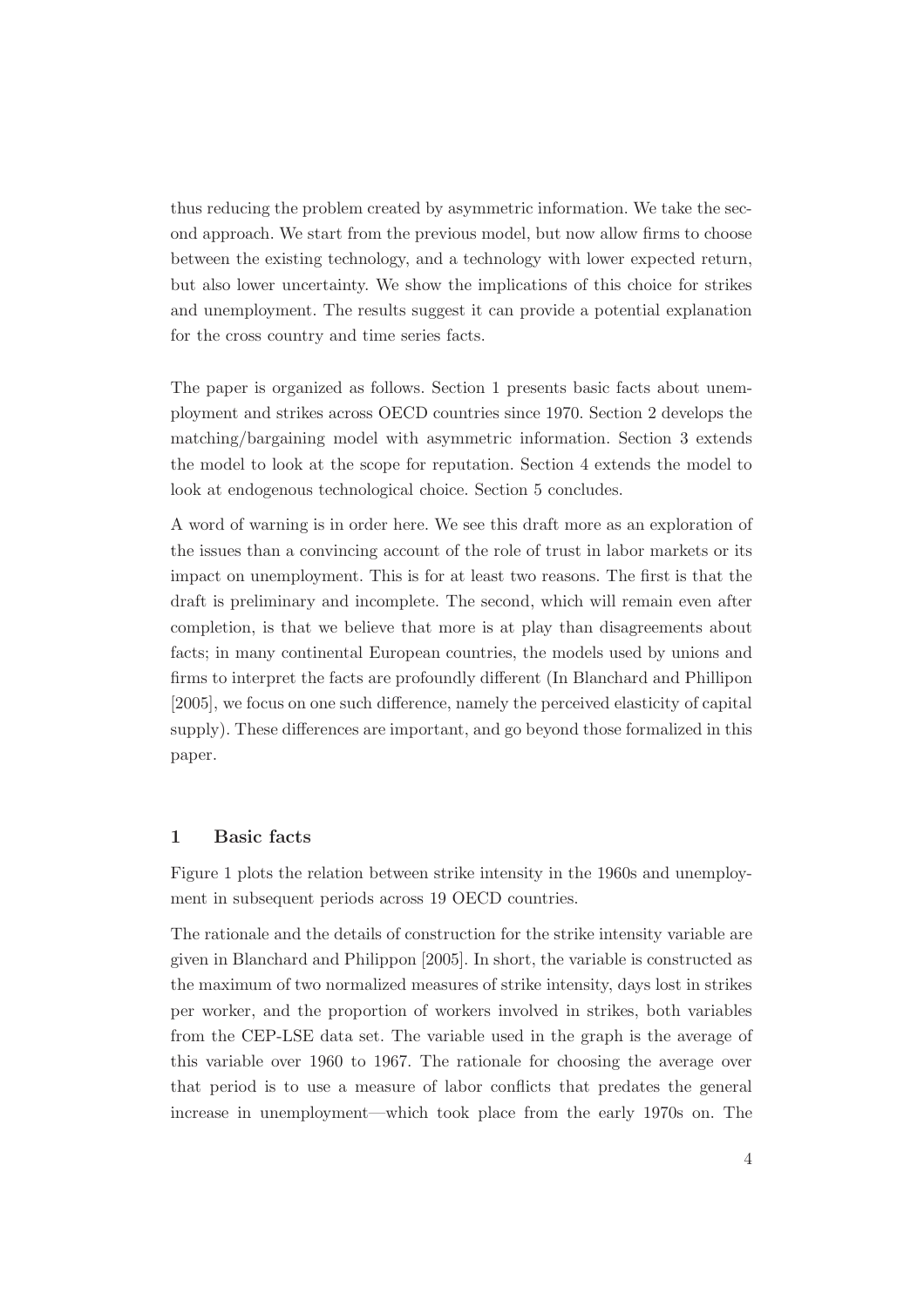thus reducing the problem created by asymmetric information. We take the second approach. We start from the previous model, but now allow firms to choose between the existing technology, and a technology with lower expected return, but also lower uncertainty. We show the implications of this choice for strikes and unemployment. The results suggest it can provide a potential explanation for the cross country and time series facts.

The paper is organized as follows. Section 1 presents basic facts about unemployment and strikes across OECD countries since 1970. Section 2 develops the matching/bargaining model with asymmetric information. Section 3 extends the model to look at the scope for reputation. Section 4 extends the model to look at endogenous technological choice. Section 5 concludes.

A word of warning is in order here. We see this draft more as an exploration of the issues than a convincing account of the role of trust in labor markets or its impact on unemployment. This is for at least two reasons. The first is that the draft is preliminary and incomplete. The second, which will remain even after completion, is that we believe that more is at play than disagreements about facts; in many continental European countries, the models used by unions and firms to interpret the facts are profoundly different (In Blanchard and Phillipon [2005], we focus on one such difference, namely the perceived elasticity of capital supply). These differences are important, and go beyond those formalized in this paper.

## 1 Basic facts

Figure 1 plots the relation between strike intensity in the 1960s and unemployment in subsequent periods across 19 OECD countries.

The rationale and the details of construction for the strike intensity variable are given in Blanchard and Philippon [2005]. In short, the variable is constructed as the maximum of two normalized measures of strike intensity, days lost in strikes per worker, and the proportion of workers involved in strikes, both variables from the CEP-LSE data set. The variable used in the graph is the average of this variable over 1960 to 1967. The rationale for choosing the average over that period is to use a measure of labor conflicts that predates the general increase in unemployment—which took place from the early 1970s on. The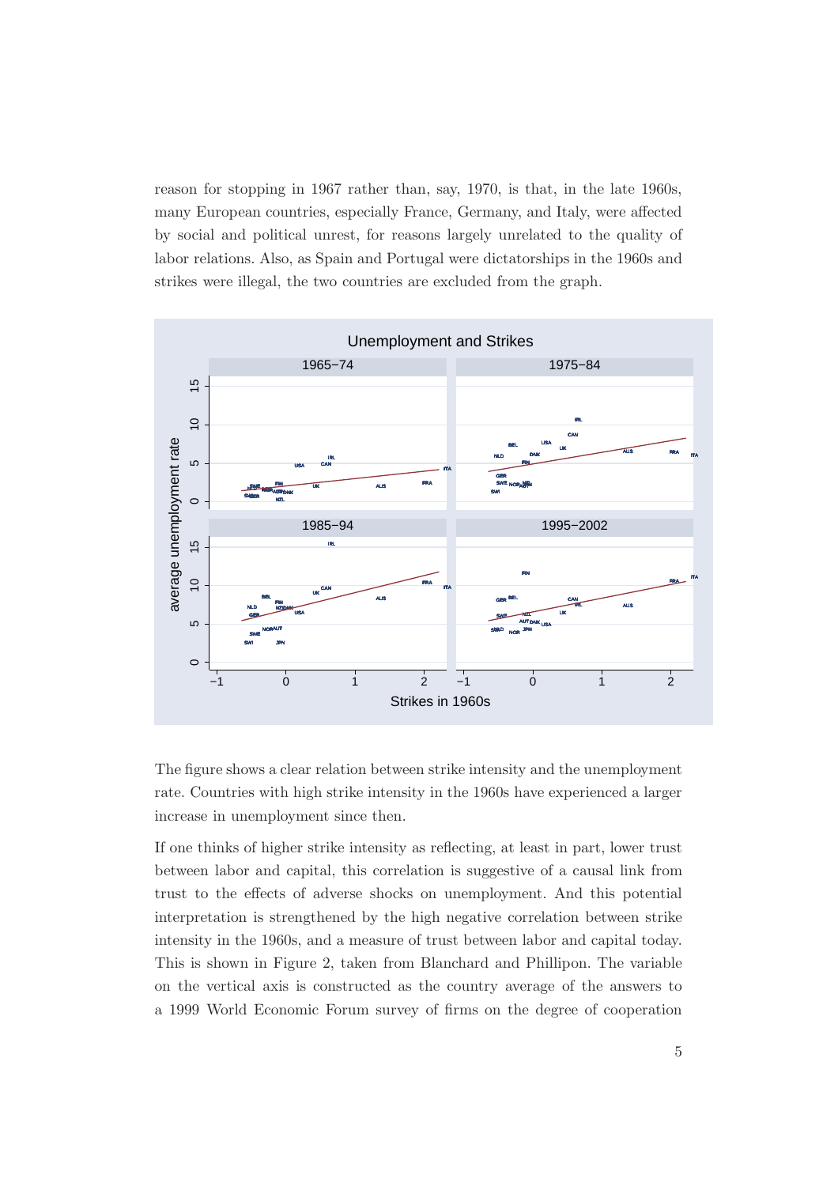reason for stopping in 1967 rather than, say, 1970, is that, in the late 1960s, many European countries, especially France, Germany, and Italy, were affected by social and political unrest, for reasons largely unrelated to the quality of labor relations. Also, as Spain and Portugal were dictatorships in the 1960s and strikes were illegal, the two countries are excluded from the graph.

The figure shows a clear relation between strike intensity and the unemployment rate. Countries with high strike intensity in the 1960s have experienced a larger increase in unemployment since then.

If one thinks of higher strike intensity as reflecting, at least in part, lower trust between labor and capital, this correlation is suggestive of a causal link from trust to the effects of adverse shocks on unemployment. And this potential interpretation is strengthened by the high negative correlation between strike intensity in the 1960s, and a measure of trust between labor and capital today. This is shown in Figure 2, taken from Blanchard and Phillipon. The variable on the vertical axis is constructed as the country average of the answers to a 1999 World Economic Forum survey of firms on the degree of cooperation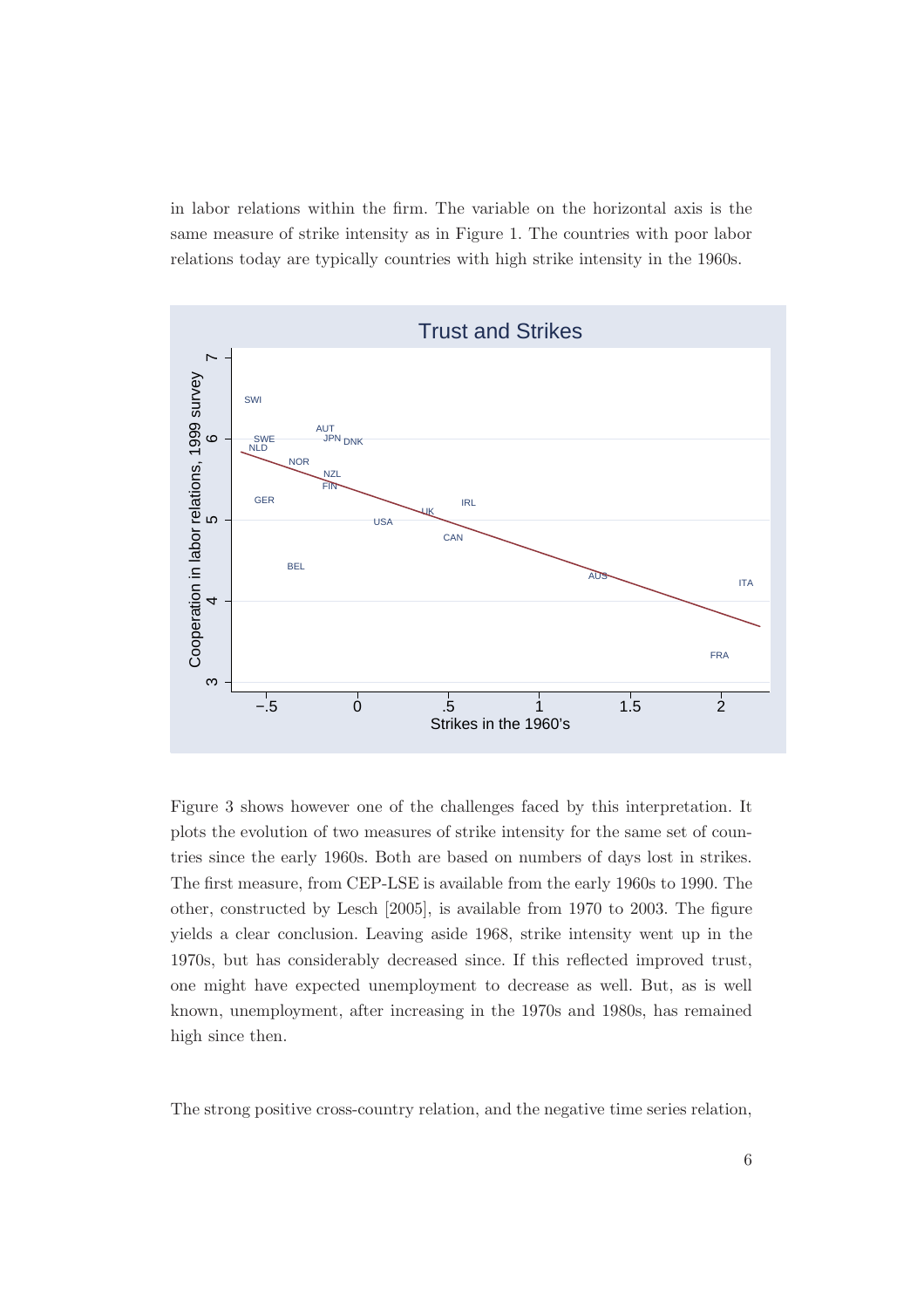in labor relations within the firm. The variable on the horizontal axis is the same measure of strike intensity as in Figure 1. The countries with poor labor relations today are typically countries with high strike intensity in the 1960s.

Figure 3 shows however one of the challenges faced by this interpretation. It plots the evolution of two measures of strike intensity for the same set of countries since the early 1960s. Both are based on numbers of days lost in strikes. The first measure, from CEP-LSE is available from the early 1960s to 1990. The other, constructed by Lesch [2005], is available from 1970 to 2003. The figure yields a clear conclusion. Leaving aside 1968, strike intensity went up in the 1970s, but has considerably decreased since. If this reflected improved trust, one might have expected unemployment to decrease as well. But, as is well known, unemployment, after increasing in the 1970s and 1980s, has remained high since then.

The strong positive cross-country relation, and the negative time series relation,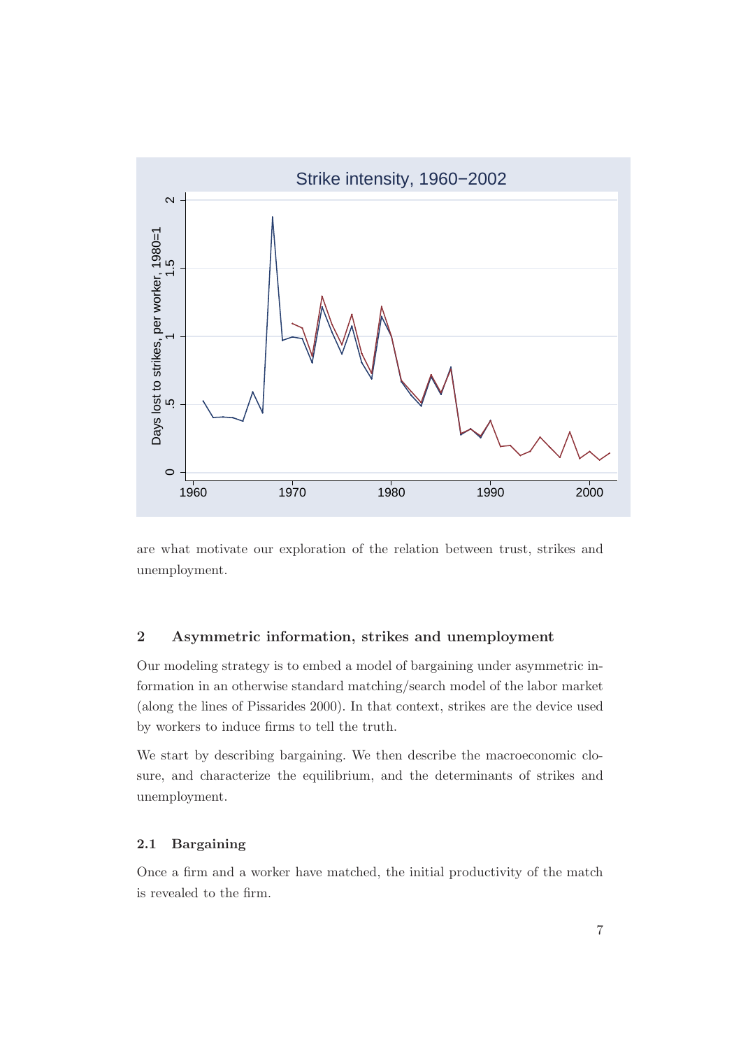are what motivate our exploration of the relation between trust, strikes and unemployment.

## 2 Asymmetric information, strikes and unemployment

Our modeling strategy is to embed a model of bargaining under asymmetric information in an otherwise standard matching/search model of the labor market (along the lines of Pissarides 2000). In that context, strikes are the device used by workers to induce firms to tell the truth.

We start by describing bargaining. We then describe the macroeconomic closure, and characterize the equilibrium, and the determinants of strikes and unemployment.

### 2.1 Bargaining

Once a firm and a worker have matched, the initial productivity of the match is revealed to the firm.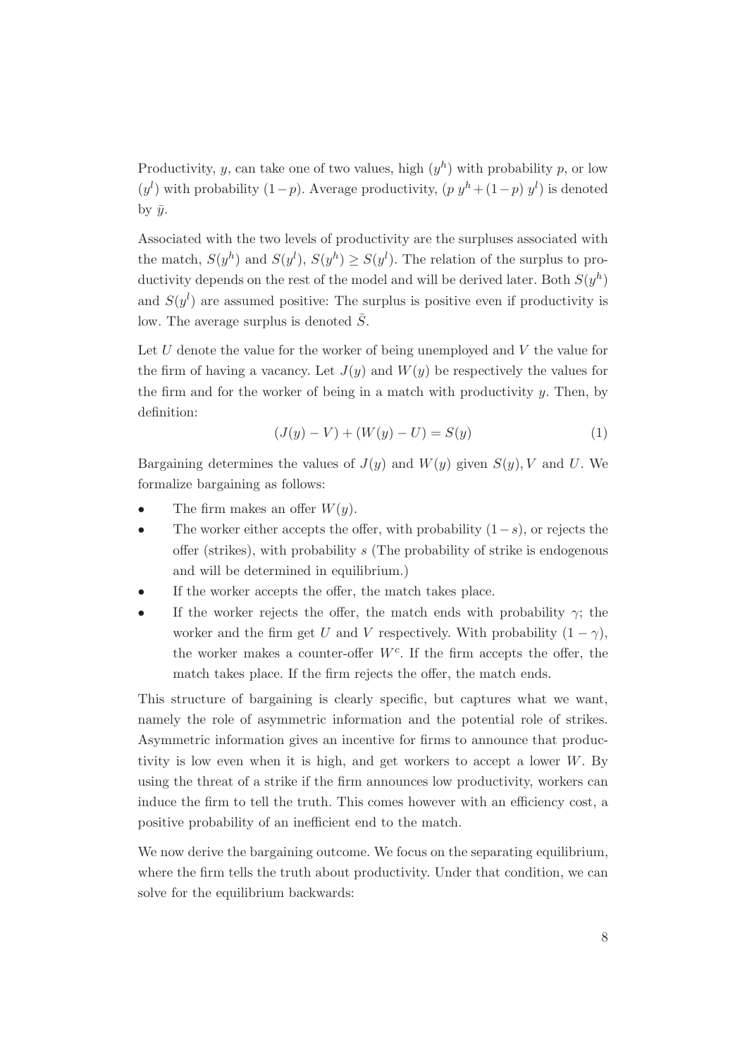Productivity, $y$, can take one of two values, high ($y^h$) with probability $p$, or low ($y^l$) with probability $(1-p)$. Average productivity, $(p\ y^h + (1-p)\ y^l)$ is denoted by $\bar{y}$.

Associated with the two levels of productivity are the surpluses associated with the match, $S(y^h)$ and $S(y^l)$, $S(y^h) \geq S(y^l)$. The relation of the surplus to productivity depends on the rest of the model and will be derived later. Both $S(y^h)$ and $S(y^l)$ are assumed positive: The surplus is positive even if productivity is low. The average surplus is denoted $\bar{S}$.

Let $U$ denote the value for the worker of being unemployed and $V$ the value for the firm of having a vacancy. Let $J(y)$ and $W(y)$ be respectively the values for the firm and for the worker of being in a match with productivity $y$. Then, by definition:

$$(J(y) - V) + (W(y) - U) = S(y) \tag{1}$$

Bargaining determines the values of $J(y)$ and $W(y)$ given $S(y), V$ and $U$. We formalize bargaining as follows:

- The firm makes an offer $W(y)$.
- The worker either accepts the offer, with probability $(1-s)$, or rejects the offer (strikes), with probability $s$ (The probability of strike is endogenous and will be determined in equilibrium.)
- If the worker accepts the offer, the match takes place.
- If the worker rejects the offer, the match ends with probability $\gamma$; the worker and the firm get $U$ and $V$ respectively. With probability $(1-\gamma)$, the worker makes a counter-offer $W^c$. If the firm accepts the offer, the match takes place. If the firm rejects the offer, the match ends.

This structure of bargaining is clearly specific, but captures what we want, namely the role of asymmetric information and the potential role of strikes. Asymmetric information gives an incentive for firms to announce that productivity is low even when it is high, and get workers to accept a lower $W$. By using the threat of a strike if the firm announces low productivity, workers can induce the firm to tell the truth. This comes however with an efficiency cost, a positive probability of an inefficient end to the match.

We now derive the bargaining outcome. We focus on the separating equilibrium, where the firm tells the truth about productivity. Under that condition, we can solve for the equilibrium backwards: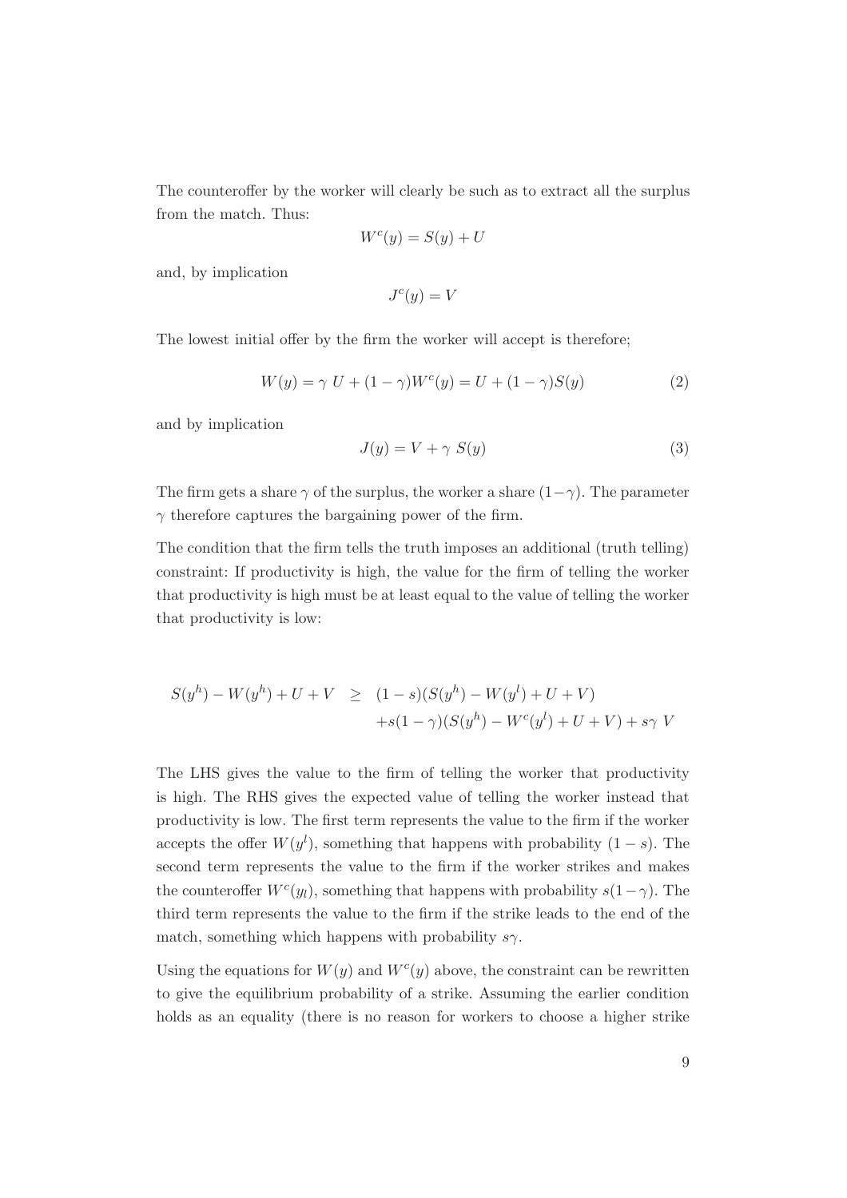The counteroffer by the worker will clearly be such as to extract all the surplus from the match. Thus:

$$W^c(y) = S(y) + U$$

and, by implication

$$J^c(y) = V$$

The lowest initial offer by the firm the worker will accept is therefore;

$$W(y) = \gamma\ U + (1-\gamma)W^c(y) = U + (1-\gamma)S(y) \tag{2}$$

and by implication

$$J(y) = V + \gamma\ S(y) \tag{3}$$

The firm gets a share $\gamma$ of the surplus, the worker a share $(1-\gamma)$. The parameter $\gamma$ therefore captures the bargaining power of the firm.

The condition that the firm tells the truth imposes an additional (truth telling) constraint: If productivity is high, the value for the firm of telling the worker that productivity is high must be at least equal to the value of telling the worker that productivity is low:

$$\begin{aligned} S(y^h) - W(y^h) + U + V \quad &\geq \quad (1-s)(S(y^h) - W(y^l) + U + V) \\ &\quad + s(1-\gamma)(S(y^h) - W^c(y^l) + U + V) + s\gamma\ V \end{aligned}$$

The LHS gives the value to the firm of telling the worker that productivity is high. The RHS gives the expected value of telling the worker instead that productivity is low. The first term represents the value to the firm if the worker accepts the offer $W(y^l)$, something that happens with probability $(1-s)$. The second term represents the value to the firm if the worker strikes and makes the counteroffer $W^c(y_l)$, something that happens with probability $s(1-\gamma)$. The third term represents the value to the firm if the strike leads to the end of the match, something which happens with probability $s\gamma$.

Using the equations for $W(y)$ and $W^c(y)$ above, the constraint can be rewritten to give the equilibrium probability of a strike. Assuming the earlier condition holds as an equality (there is no reason for workers to choose a higher strike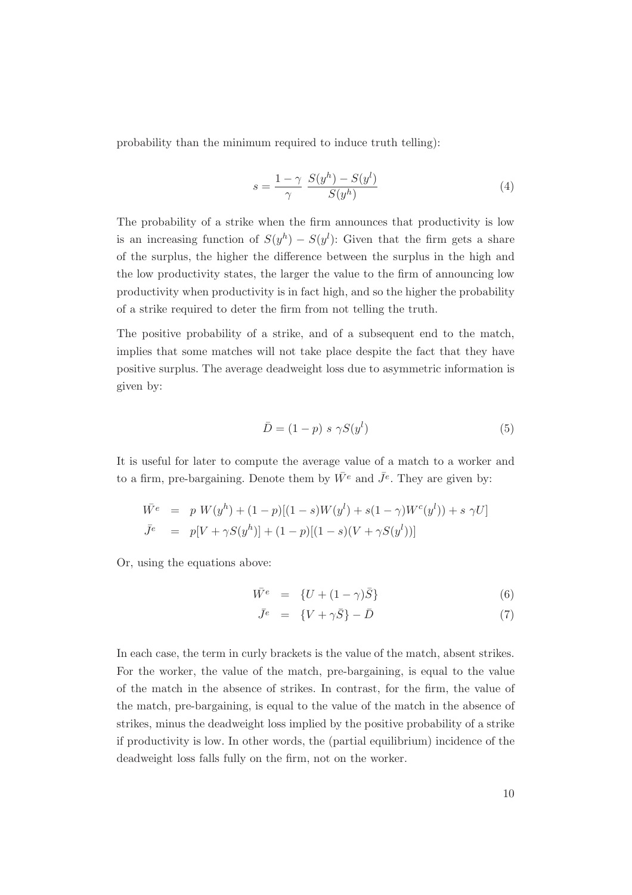probability than the minimum required to induce truth telling):

$$s = \frac{1-\gamma}{\gamma} \; \frac{S(y^h) - S(y^l)}{S(y^h)} \tag{4}$$

The probability of a strike when the firm announces that productivity is low is an increasing function of $S(y^h) - S(y^l)$: Given that the firm gets a share of the surplus, the higher the difference between the surplus in the high and the low productivity states, the larger the value to the firm of announcing low productivity when productivity is in fact high, and so the higher the probability of a strike required to deter the firm from not telling the truth.

The positive probability of a strike, and of a subsequent end to the match, implies that some matches will not take place despite the fact that they have positive surplus. The average deadweight loss due to asymmetric information is given by:

$$\bar{D} = (1-p) \; s \; \gamma S(y^l) \tag{5}$$

It is useful for later to compute the average value of a match to a worker and to a firm, pre-bargaining. Denote them by $\bar{W^e}$ and $\bar{J^e}$. They are given by:

$$\begin{aligned}
\bar{W^e} &= p \; W(y^h) + (1-p)[(1-s)W(y^l) + s(1-\gamma)W^c(y^l)) + s \; \gamma U] \\
\bar{J^e} &= p[V + \gamma S(y^h)] + (1-p)[(1-s)(V + \gamma S(y^l))]
\end{aligned}$$

Or, using the equations above:

$$\bar{W^e} = \{U + (1-\gamma)\bar{S}\} \tag{6}$$

$$\bar{J^e} = \{V + \gamma\bar{S}\} - \bar{D} \tag{7}$$

In each case, the term in curly brackets is the value of the match, absent strikes. For the worker, the value of the match, pre-bargaining, is equal to the value of the match in the absence of strikes. In contrast, for the firm, the value of the match, pre-bargaining, is equal to the value of the match in the absence of strikes, minus the deadweight loss implied by the positive probability of a strike if productivity is low. In other words, the (partial equilibrium) incidence of the deadweight loss falls fully on the firm, not on the worker.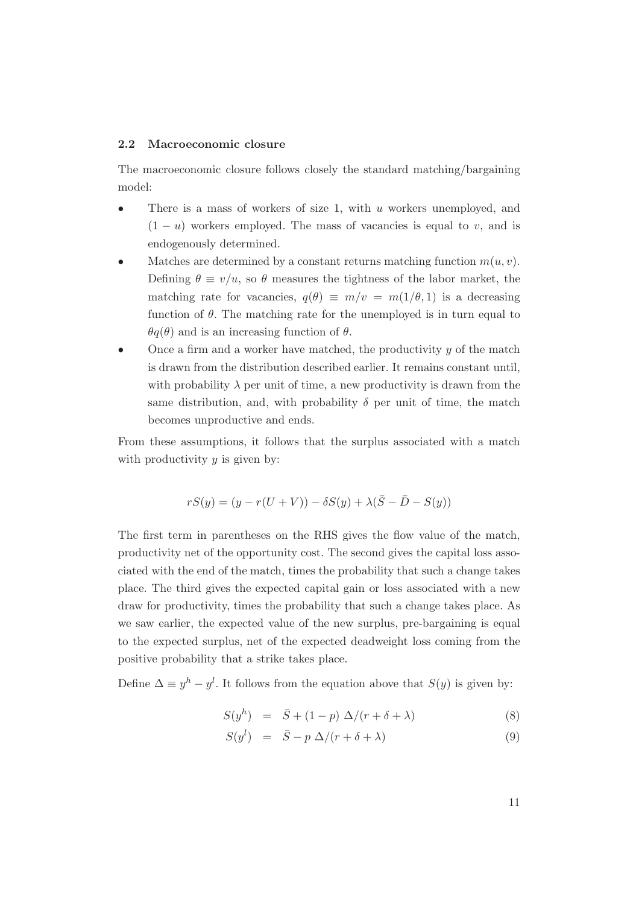### 2.2 Macroeconomic closure

The macroeconomic closure follows closely the standard matching/bargaining model:

- There is a mass of workers of size 1, with $u$ workers unemployed, and $(1 - u)$ workers employed. The mass of vacancies is equal to $v$, and is endogenously determined.
- Matches are determined by a constant returns matching function $m(u, v)$. Defining $\theta \equiv v/u$, so $\theta$ measures the tightness of the labor market, the matching rate for vacancies, $q(\theta) \equiv m/v = m(1/\theta, 1)$ is a decreasing function of $\theta$. The matching rate for the unemployed is in turn equal to $\theta q(\theta)$ and is an increasing function of $\theta$.
- Once a firm and a worker have matched, the productivity $y$ of the match is drawn from the distribution described earlier. It remains constant until, with probability $\lambda$ per unit of time, a new productivity is drawn from the same distribution, and, with probability $\delta$ per unit of time, the match becomes unproductive and ends.

From these assumptions, it follows that the surplus associated with a match with productivity $y$ is given by:

$$rS(y) = (y - r(U + V)) - \delta S(y) + \lambda(\bar{S} - \bar{D} - S(y))$$

The first term in parentheses on the RHS gives the flow value of the match, productivity net of the opportunity cost. The second gives the capital loss associated with the end of the match, times the probability that such a change takes place. The third gives the expected capital gain or loss associated with a new draw for productivity, times the probability that such a change takes place. As we saw earlier, the expected value of the new surplus, pre-bargaining is equal to the expected surplus, net of the expected deadweight loss coming from the positive probability that a strike takes place.

Define $\Delta \equiv y^h - y^l$. It follows from the equation above that $S(y)$ is given by:

$$S(y^h) = \bar{S} + (1 - p)\,\Delta/(r + \delta + \lambda) \tag{8}$$

$$S(y^l) = \bar{S} - p\,\Delta/(r + \delta + \lambda) \tag{9}$$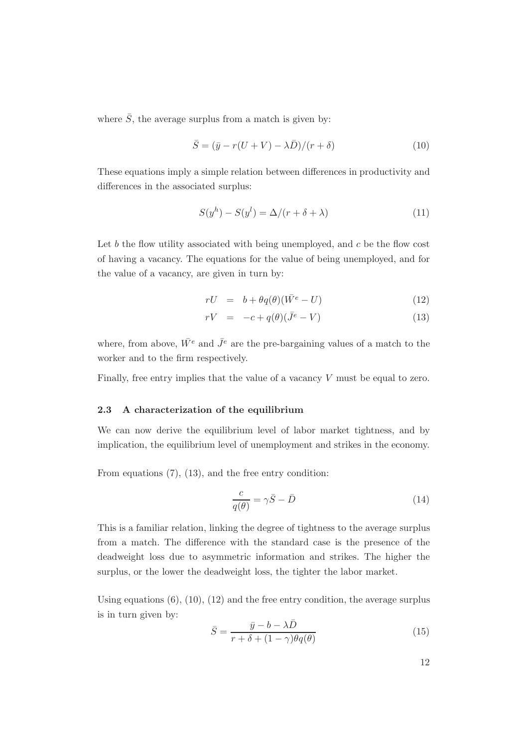where $\bar{S}$, the average surplus from a match is given by:

$$\bar{S} = (\bar{y} - r(U + V) - \lambda \bar{D})/(r + \delta) \tag{10}$$

These equations imply a simple relation between differences in productivity and differences in the associated surplus:

$$S(y^h) - S(y^l) = \Delta/(r + \delta + \lambda) \tag{11}$$

Let $b$ the flow utility associated with being unemployed, and $c$ be the flow cost of having a vacancy. The equations for the value of being unemployed, and for the value of a vacancy, are given in turn by:

$$rU = b + \theta q(\theta)(\bar{W}^e - U) \tag{12}$$

$$rV = -c + q(\theta)(\bar{J}^e - V) \tag{13}$$

where, from above, $\bar{W}^e$ and $\bar{J}^e$ are the pre-bargaining values of a match to the worker and to the firm respectively.

Finally, free entry implies that the value of a vacancy $V$ must be equal to zero.

### 2.3 A characterization of the equilibrium

We can now derive the equilibrium level of labor market tightness, and by implication, the equilibrium level of unemployment and strikes in the economy.

From equations (7), (13), and the free entry condition:

$$\frac{c}{q(\theta)} = \gamma \bar{S} - \bar{D} \tag{14}$$

This is a familiar relation, linking the degree of tightness to the average surplus from a match. The difference with the standard case is the presence of the deadweight loss due to asymmetric information and strikes. The higher the surplus, or the lower the deadweight loss, the tighter the labor market.

Using equations (6), (10), (12) and the free entry condition, the average surplus is in turn given by:

$$\bar{S} = \frac{\bar{y} - b - \lambda \bar{D}}{r + \delta + (1 - \gamma)\theta q(\theta)} \tag{15}$$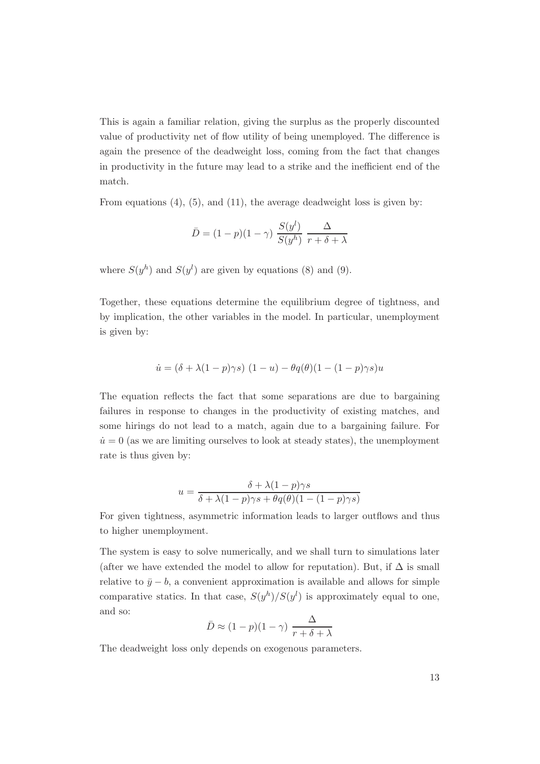This is again a familiar relation, giving the surplus as the properly discounted value of productivity net of flow utility of being unemployed. The difference is again the presence of the deadweight loss, coming from the fact that changes in productivity in the future may lead to a strike and the inefficient end of the match.

From equations (4), (5), and (11), the average deadweight loss is given by:

$$\bar{D} = (1-p)(1-\gamma)\ \frac{S(y^l)}{S(y^h)}\ \frac{\Delta}{r+\delta+\lambda}$$

where $S(y^h)$ and $S(y^l)$ are given by equations (8) and (9).

Together, these equations determine the equilibrium degree of tightness, and by implication, the other variables in the model. In particular, unemployment is given by:

$$\dot{u} = (\delta + \lambda(1-p)\gamma s)\ (1-u) - \theta q(\theta)(1-(1-p)\gamma s)u$$

The equation reflects the fact that some separations are due to bargaining failures in response to changes in the productivity of existing matches, and some hirings do not lead to a match, again due to a bargaining failure. For $\dot{u} = 0$ (as we are limiting ourselves to look at steady states), the unemployment rate is thus given by:

$$u = \frac{\delta + \lambda(1-p)\gamma s}{\delta + \lambda(1-p)\gamma s + \theta q(\theta)(1-(1-p)\gamma s)}$$

For given tightness, asymmetric information leads to larger outflows and thus to higher unemployment.

The system is easy to solve numerically, and we shall turn to simulations later (after we have extended the model to allow for reputation). But, if $\Delta$ is small relative to $\bar{y} - b$, a convenient approximation is available and allows for simple comparative statics. In that case, $S(y^h)/S(y^l)$ is approximately equal to one, and so:

$$\bar{D} \approx (1-p)(1-\gamma)\ \frac{\Delta}{r+\delta+\lambda}$$

The deadweight loss only depends on exogenous parameters.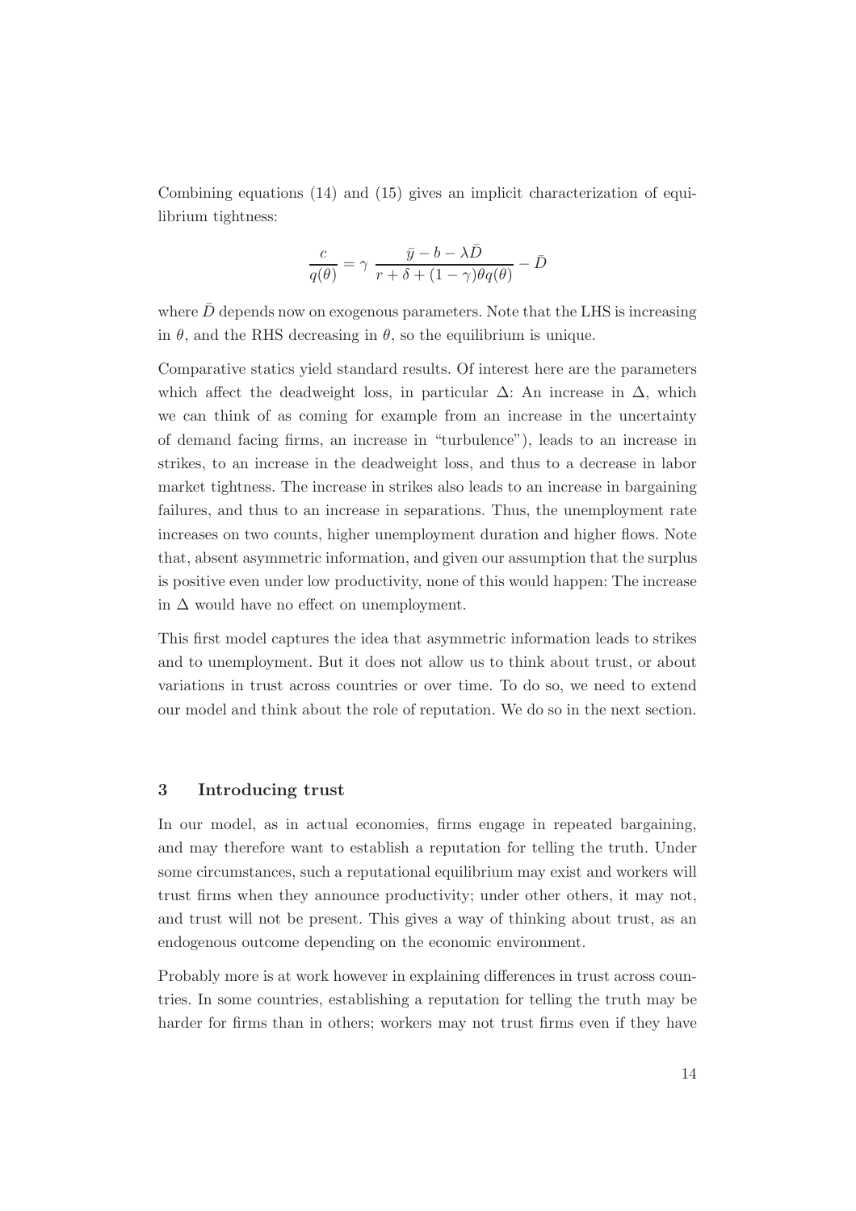Combining equations (14) and (15) gives an implicit characterization of equilibrium tightness:

$$\frac{c}{q(\theta)} = \gamma \, \frac{\bar{y} - b - \lambda \bar{D}}{r + \delta + (1-\gamma)\theta q(\theta)} - \bar{D}$$

where $\bar{D}$ depends now on exogenous parameters. Note that the LHS is increasing in $\theta$, and the RHS decreasing in $\theta$, so the equilibrium is unique.

Comparative statics yield standard results. Of interest here are the parameters which affect the deadweight loss, in particular $\Delta$: An increase in $\Delta$, which we can think of as coming for example from an increase in the uncertainty of demand facing firms, an increase in "turbulence"), leads to an increase in strikes, to an increase in the deadweight loss, and thus to a decrease in labor market tightness. The increase in strikes also leads to an increase in bargaining failures, and thus to an increase in separations. Thus, the unemployment rate increases on two counts, higher unemployment duration and higher flows. Note that, absent asymmetric information, and given our assumption that the surplus is positive even under low productivity, none of this would happen: The increase in $\Delta$ would have no effect on unemployment.

This first model captures the idea that asymmetric information leads to strikes and to unemployment. But it does not allow us to think about trust, or about variations in trust across countries or over time. To do so, we need to extend our model and think about the role of reputation. We do so in the next section.

## 3 Introducing trust

In our model, as in actual economies, firms engage in repeated bargaining, and may therefore want to establish a reputation for telling the truth. Under some circumstances, such a reputational equilibrium may exist and workers will trust firms when they announce productivity; under other others, it may not, and trust will not be present. This gives a way of thinking about trust, as an endogenous outcome depending on the economic environment.

Probably more is at work however in explaining differences in trust across countries. In some countries, establishing a reputation for telling the truth may be harder for firms than in others; workers may not trust firms even if they have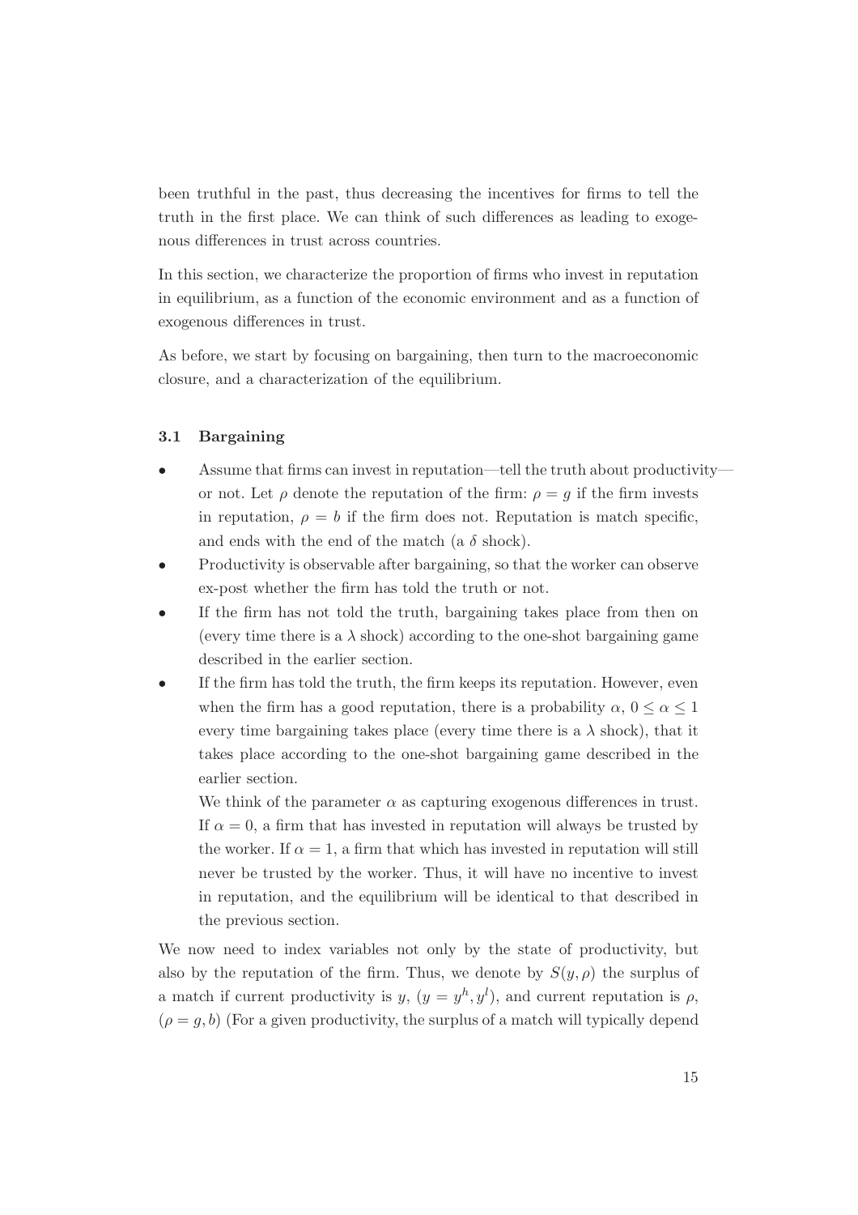been truthful in the past, thus decreasing the incentives for firms to tell the truth in the first place. We can think of such differences as leading to exogenous differences in trust across countries.

In this section, we characterize the proportion of firms who invest in reputation in equilibrium, as a function of the economic environment and as a function of exogenous differences in trust.

As before, we start by focusing on bargaining, then turn to the macroeconomic closure, and a characterization of the equilibrium.

### 3.1 Bargaining

- Assume that firms can invest in reputation—tell the truth about productivity—or not. Let $\rho$ denote the reputation of the firm: $\rho = g$ if the firm invests in reputation, $\rho = b$ if the firm does not. Reputation is match specific, and ends with the end of the match (a $\delta$ shock).
- Productivity is observable after bargaining, so that the worker can observe ex-post whether the firm has told the truth or not.
- If the firm has not told the truth, bargaining takes place from then on (every time there is a $\lambda$ shock) according to the one-shot bargaining game described in the earlier section.
- If the firm has told the truth, the firm keeps its reputation. However, even when the firm has a good reputation, there is a probability $\alpha$, $0 \leq \alpha \leq 1$ every time bargaining takes place (every time there is a $\lambda$ shock), that it takes place according to the one-shot bargaining game described in the earlier section.

  We think of the parameter $\alpha$ as capturing exogenous differences in trust. If $\alpha = 0$, a firm that has invested in reputation will always be trusted by the worker. If $\alpha = 1$, a firm that which has invested in reputation will still never be trusted by the worker. Thus, it will have no incentive to invest in reputation, and the equilibrium will be identical to that described in the previous section.

We now need to index variables not only by the state of productivity, but also by the reputation of the firm. Thus, we denote by $S(y, \rho)$ the surplus of a match if current productivity is $y$, $(y = y^h, y^l)$, and current reputation is $\rho$, $(\rho = g, b)$ (For a given productivity, the surplus of a match will typically depend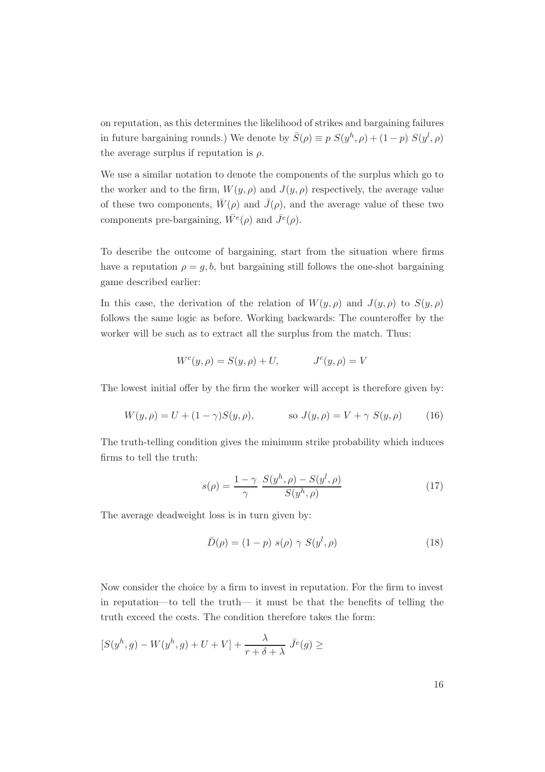on reputation, as this determines the likelihood of strikes and bargaining failures in future bargaining rounds.) We denote by $\bar{S}(\rho) \equiv p\ S(y^h, \rho) + (1-p)\ S(y^l, \rho)$ the average surplus if reputation is $\rho$.

We use a similar notation to denote the components of the surplus which go to the worker and to the firm, $W(y, \rho)$ and $J(y, \rho)$ respectively, the average value of these two components, $\bar{W}(\rho)$ and $\bar{J}(\rho)$, and the average value of these two components pre-bargaining, $\bar{W}^e(\rho)$ and $\bar{J}^e(\rho)$.

To describe the outcome of bargaining, start from the situation where firms have a reputation $\rho = g, b$, but bargaining still follows the one-shot bargaining game described earlier:

In this case, the derivation of the relation of $W(y, \rho)$ and $J(y, \rho)$ to $S(y, \rho)$ follows the same logic as before. Working backwards: The counteroffer by the worker will be such as to extract all the surplus from the match. Thus:

$$W^c(y, \rho) = S(y, \rho) + U, \qquad\qquad J^c(y, \rho) = V$$

The lowest initial offer by the firm the worker will accept is therefore given by:

$$W(y, \rho) = U + (1-\gamma) S(y, \rho), \qquad\qquad \text{so } J(y, \rho) = V + \gamma\ S(y, \rho) \tag{16}$$

The truth-telling condition gives the minimum strike probability which induces firms to tell the truth:

$$s(\rho) = \frac{1-\gamma}{\gamma}\ \frac{S(y^h, \rho) - S(y^l, \rho)}{S(y^h, \rho)} \tag{17}$$

The average deadweight loss is in turn given by:

$$\bar{D}(\rho) = (1-p)\ s(\rho)\ \gamma\ S(y^l, \rho) \tag{18}$$

Now consider the choice by a firm to invest in reputation. For the firm to invest in reputation—to tell the truth— it must be that the benefits of telling the truth exceed the costs. The condition therefore takes the form:

$$[S(y^h, g) - W(y^h, g) + U + V] + \frac{\lambda}{r + \delta + \lambda}\ \bar{J}^e(g) \geq$$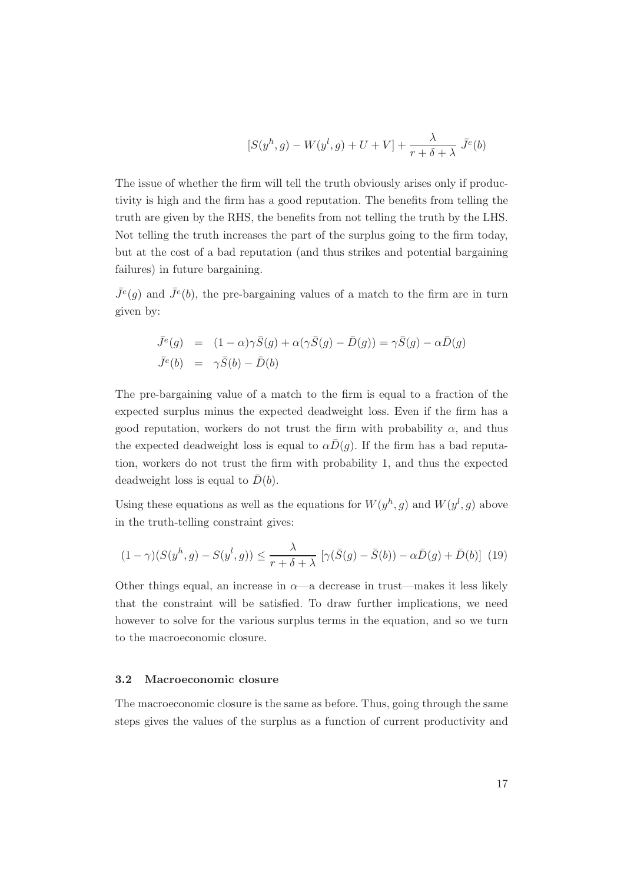$$[S(y^h, g) - W(y^l, g) + U + V] + \frac{\lambda}{r + \delta + \lambda}\ \bar{J}^e(b)$$

The issue of whether the firm will tell the truth obviously arises only if productivity is high and the firm has a good reputation. The benefits from telling the truth are given by the RHS, the benefits from not telling the truth by the LHS. Not telling the truth increases the part of the surplus going to the firm today, but at the cost of a bad reputation (and thus strikes and potential bargaining failures) in future bargaining.

$\bar{J}^e(g)$ and $\bar{J}^e(b)$, the pre-bargaining values of a match to the firm are in turn given by:

$$\begin{aligned}
\bar{J}^e(g) &= (1-\alpha)\gamma\bar{S}(g) + \alpha(\gamma\bar{S}(g) - \bar{D}(g)) = \gamma\bar{S}(g) - \alpha\bar{D}(g) \\
\bar{J}^e(b) &= \gamma\bar{S}(b) - \bar{D}(b)
\end{aligned}$$

The pre-bargaining value of a match to the firm is equal to a fraction of the expected surplus minus the expected deadweight loss. Even if the firm has a good reputation, workers do not trust the firm with probability $\alpha$, and thus the expected deadweight loss is equal to $\alpha\bar{D}(g)$. If the firm has a bad reputation, workers do not trust the firm with probability 1, and thus the expected deadweight loss is equal to $\bar{D}(b)$.

Using these equations as well as the equations for $W(y^h, g)$ and $W(y^l, g)$ above in the truth-telling constraint gives:

$$(1-\gamma)(S(y^h, g) - S(y^l, g)) \leq \frac{\lambda}{r + \delta + \lambda}\ [\gamma(\bar{S}(g) - \bar{S}(b)) - \alpha\bar{D}(g) + \bar{D}(b)] \quad (19)$$

Other things equal, an increase in $\alpha$—a decrease in trust—makes it less likely that the constraint will be satisfied. To draw further implications, we need however to solve for the various surplus terms in the equation, and so we turn to the macroeconomic closure.

### 3.2 Macroeconomic closure

The macroeconomic closure is the same as before. Thus, going through the same steps gives the values of the surplus as a function of current productivity and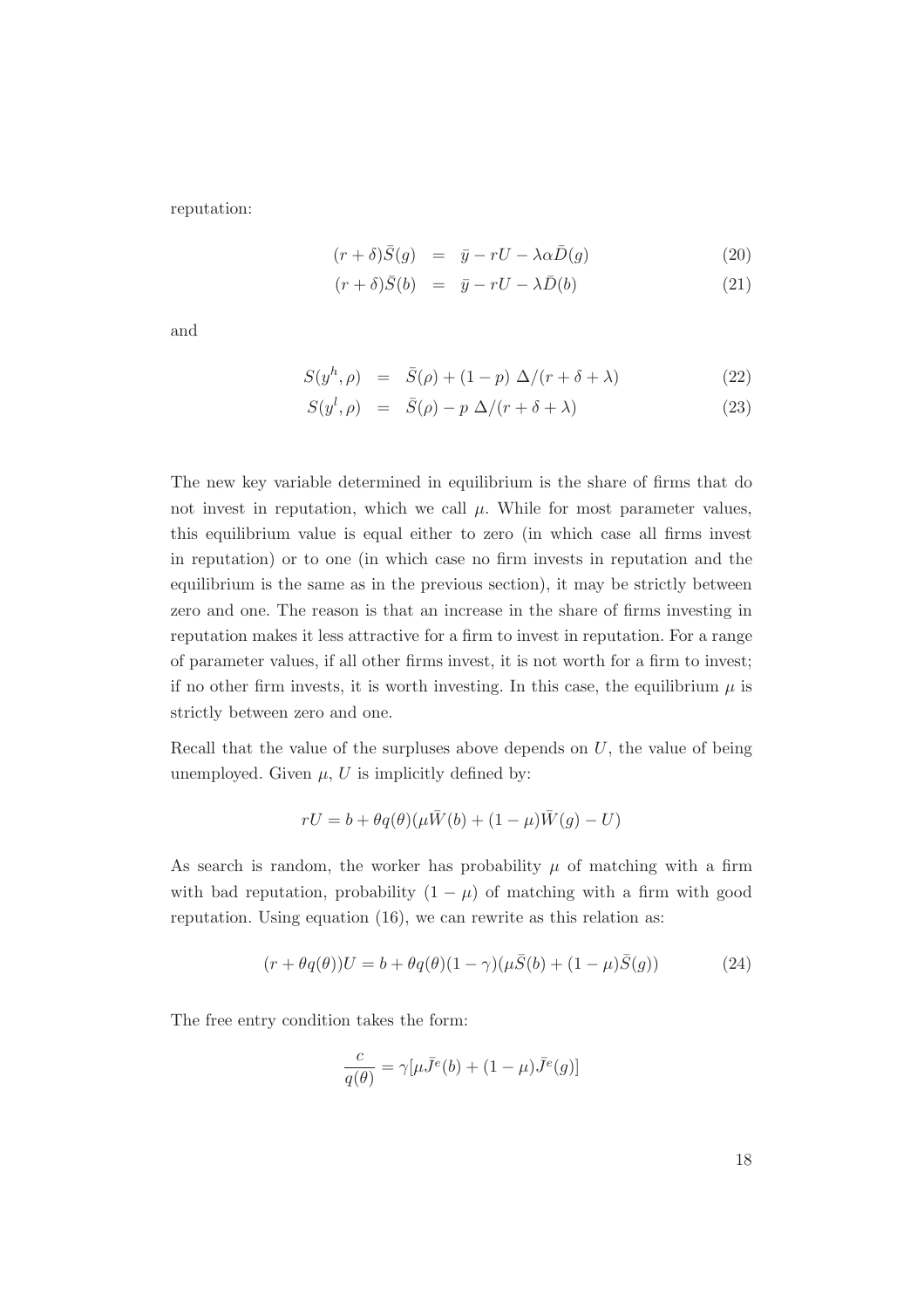reputation:

$$(r+\delta)\bar{S}(g) = \bar{y} - rU - \lambda\alpha\bar{D}(g) \tag{20}$$

$$(r+\delta)\bar{S}(b) = \bar{y} - rU - \lambda\bar{D}(b) \tag{21}$$

and

$$S(y^h,\rho) = \bar{S}(\rho) + (1-p)\ \Delta/(r+\delta+\lambda) \tag{22}$$

$$S(y^l,\rho) = \bar{S}(\rho) - p\ \Delta/(r+\delta+\lambda) \tag{23}$$

The new key variable determined in equilibrium is the share of firms that do not invest in reputation, which we call $\mu$. While for most parameter values, this equilibrium value is equal either to zero (in which case all firms invest in reputation) or to one (in which case no firm invests in reputation and the equilibrium is the same as in the previous section), it may be strictly between zero and one. The reason is that an increase in the share of firms investing in reputation makes it less attractive for a firm to invest in reputation. For a range of parameter values, if all other firms invest, it is not worth for a firm to invest; if no other firm invests, it is worth investing. In this case, the equilibrium $\mu$ is strictly between zero and one.

Recall that the value of the surpluses above depends on $U$, the value of being unemployed. Given $\mu$, $U$ is implicitly defined by:

$$rU = b + \theta q(\theta)(\mu\bar{W}(b) + (1-\mu)\bar{W}(g) - U)$$

As search is random, the worker has probability $\mu$ of matching with a firm with bad reputation, probability $(1-\mu)$ of matching with a firm with good reputation. Using equation (16), we can rewrite as this relation as:

$$(r + \theta q(\theta))U = b + \theta q(\theta)(1-\gamma)(\mu\bar{S}(b) + (1-\mu)\bar{S}(g)) \tag{24}$$

The free entry condition takes the form:

$$\frac{c}{q(\theta)} = \gamma[\mu\bar{J}^e(b) + (1-\mu)\bar{J}^e(g)]$$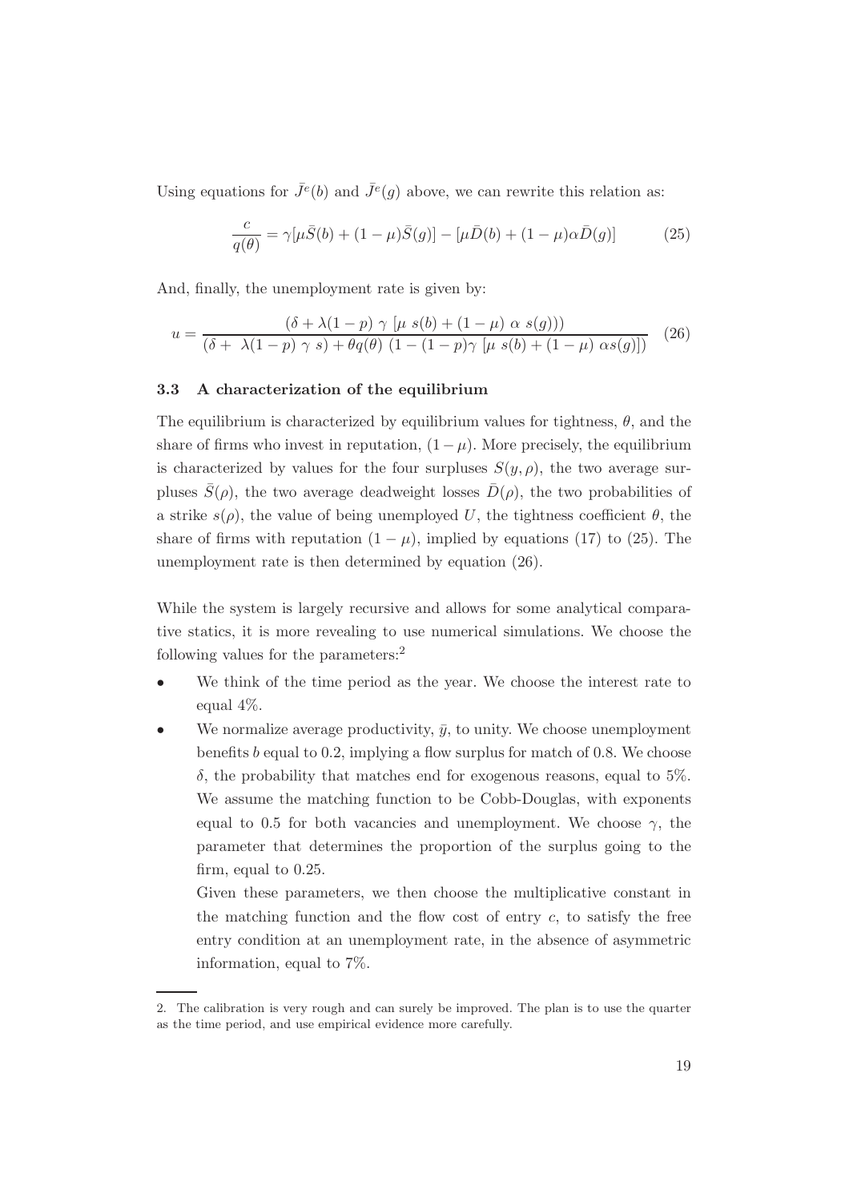Using equations for $\bar{J}^e(b)$ and $\bar{J}^e(g)$ above, we can rewrite this relation as:

$$\frac{c}{q(\theta)} = \gamma[\mu \bar{S}(b) + (1-\mu)\bar{S}(g)] - [\mu \bar{D}(b) + (1-\mu)\alpha \bar{D}(g)] \tag{25}$$

And, finally, the unemployment rate is given by:

$$u = \frac{(\delta + \lambda(1-p)\ \gamma\ [\mu\ s(b) + (1-\mu)\ \alpha\ s(g)))}{(\delta +\ \lambda(1-p)\ \gamma\ s) + \theta q(\theta)\ (1-(1-p)\gamma\ [\mu\ s(b) + (1-\mu)\ \alpha s(g)])} \tag{26}$$

### 3.3 A characterization of the equilibrium

The equilibrium is characterized by equilibrium values for tightness, $\theta$, and the share of firms who invest in reputation, $(1-\mu)$. More precisely, the equilibrium is characterized by values for the four surpluses $S(y, \rho)$, the two average surpluses $\bar{S}(\rho)$, the two average deadweight losses $\bar{D}(\rho)$, the two probabilities of a strike $s(\rho)$, the value of being unemployed $U$, the tightness coefficient $\theta$, the share of firms with reputation $(1-\mu)$, implied by equations (17) to (25). The unemployment rate is then determined by equation (26).

While the system is largely recursive and allows for some analytical comparative statics, it is more revealing to use numerical simulations. We choose the following values for the parameters:[2]

- We think of the time period as the year. We choose the interest rate to equal 4%.
- We normalize average productivity, $\bar{y}$, to unity. We choose unemployment benefits $b$ equal to 0.2, implying a flow surplus for match of 0.8. We choose $\delta$, the probability that matches end for exogenous reasons, equal to 5%. We assume the matching function to be Cobb-Douglas, with exponents equal to 0.5 for both vacancies and unemployment. We choose $\gamma$, the parameter that determines the proportion of the surplus going to the firm, equal to 0.25.

  Given these parameters, we then choose the multiplicative constant in the matching function and the flow cost of entry $c$, to satisfy the free entry condition at an unemployment rate, in the absence of asymmetric information, equal to 7%.

2. The calibration is very rough and can surely be improved. The plan is to use the quarter as the time period, and use empirical evidence more carefully.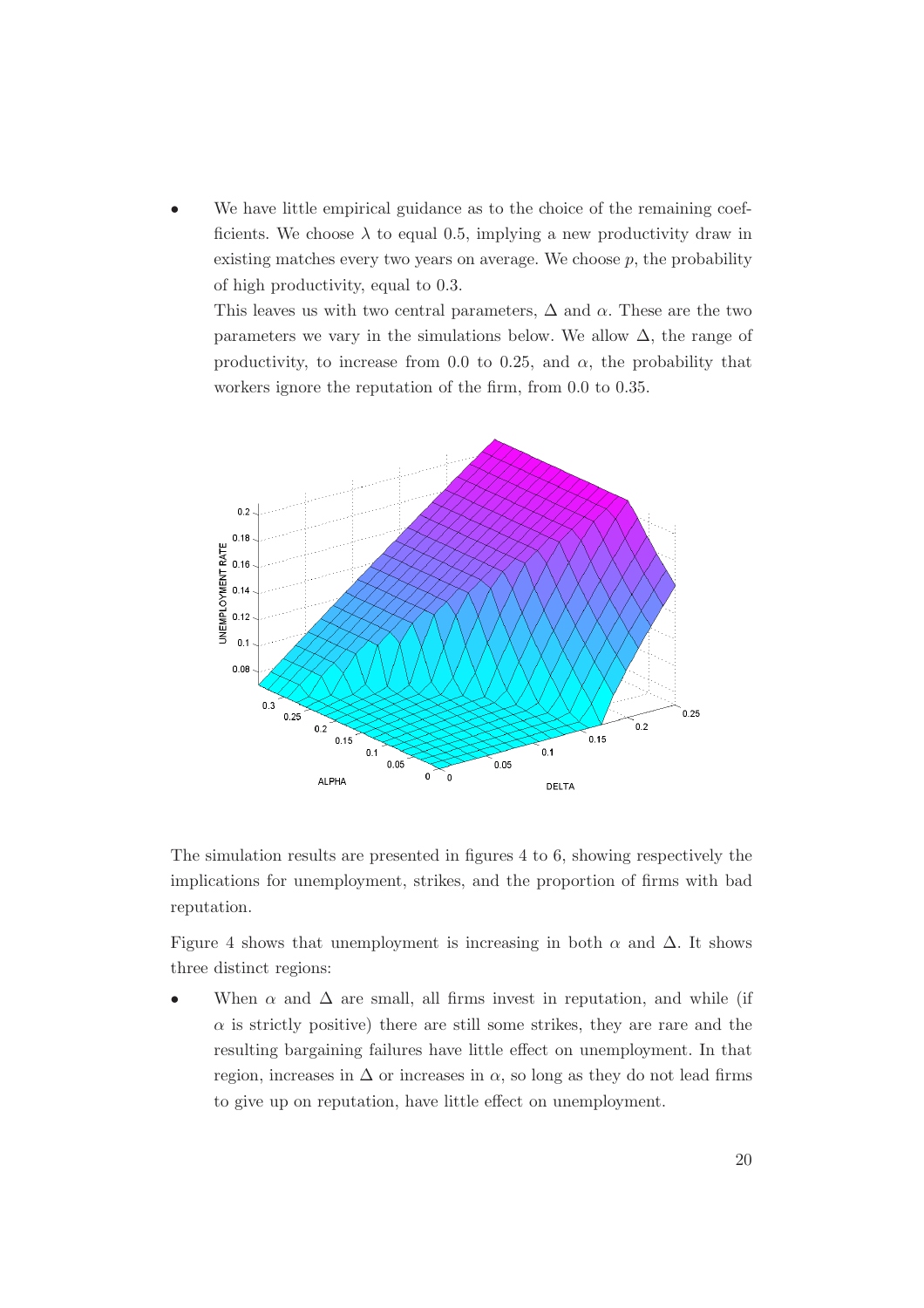- We have little empirical guidance as to the choice of the remaining coefficients. We choose $\lambda$ to equal 0.5, implying a new productivity draw in existing matches every two years on average. We choose $p$, the probability of high productivity, equal to 0.3.

  This leaves us with two central parameters, $\Delta$ and $\alpha$. These are the two parameters we vary in the simulations below. We allow $\Delta$, the range of productivity, to increase from 0.0 to 0.25, and $\alpha$, the probability that workers ignore the reputation of the firm, from 0.0 to 0.35.

The simulation results are presented in figures 4 to 6, showing respectively the implications for unemployment, strikes, and the proportion of firms with bad reputation.

Figure 4 shows that unemployment is increasing in both $\alpha$ and $\Delta$. It shows three distinct regions:

- When $\alpha$ and $\Delta$ are small, all firms invest in reputation, and while (if $\alpha$ is strictly positive) there are still some strikes, they are rare and the resulting bargaining failures have little effect on unemployment. In that region, increases in $\Delta$ or increases in $\alpha$, so long as they do not lead firms to give up on reputation, have little effect on unemployment.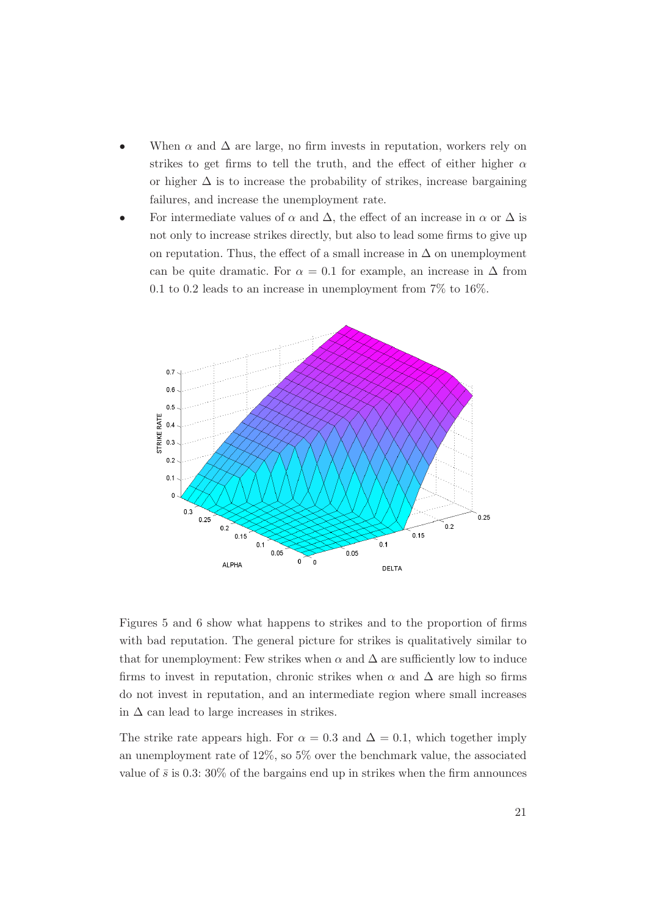- When $\alpha$ and $\Delta$ are large, no firm invests in reputation, workers rely on strikes to get firms to tell the truth, and the effect of either higher $\alpha$ or higher $\Delta$ is to increase the probability of strikes, increase bargaining failures, and increase the unemployment rate.
- For intermediate values of $\alpha$ and $\Delta$, the effect of an increase in $\alpha$ or $\Delta$ is not only to increase strikes directly, but also to lead some firms to give up on reputation. Thus, the effect of a small increase in $\Delta$ on unemployment can be quite dramatic. For $\alpha = 0.1$ for example, an increase in $\Delta$ from 0.1 to 0.2 leads to an increase in unemployment from 7% to 16%.

Figures 5 and 6 show what happens to strikes and to the proportion of firms with bad reputation. The general picture for strikes is qualitatively similar to that for unemployment: Few strikes when $\alpha$ and $\Delta$ are sufficiently low to induce firms to invest in reputation, chronic strikes when $\alpha$ and $\Delta$ are high so firms do not invest in reputation, and an intermediate region where small increases in $\Delta$ can lead to large increases in strikes.

The strike rate appears high. For $\alpha = 0.3$ and $\Delta = 0.1$, which together imply an unemployment rate of 12%, so 5% over the benchmark value, the associated value of $\bar{s}$ is 0.3: 30% of the bargains end up in strikes when the firm announces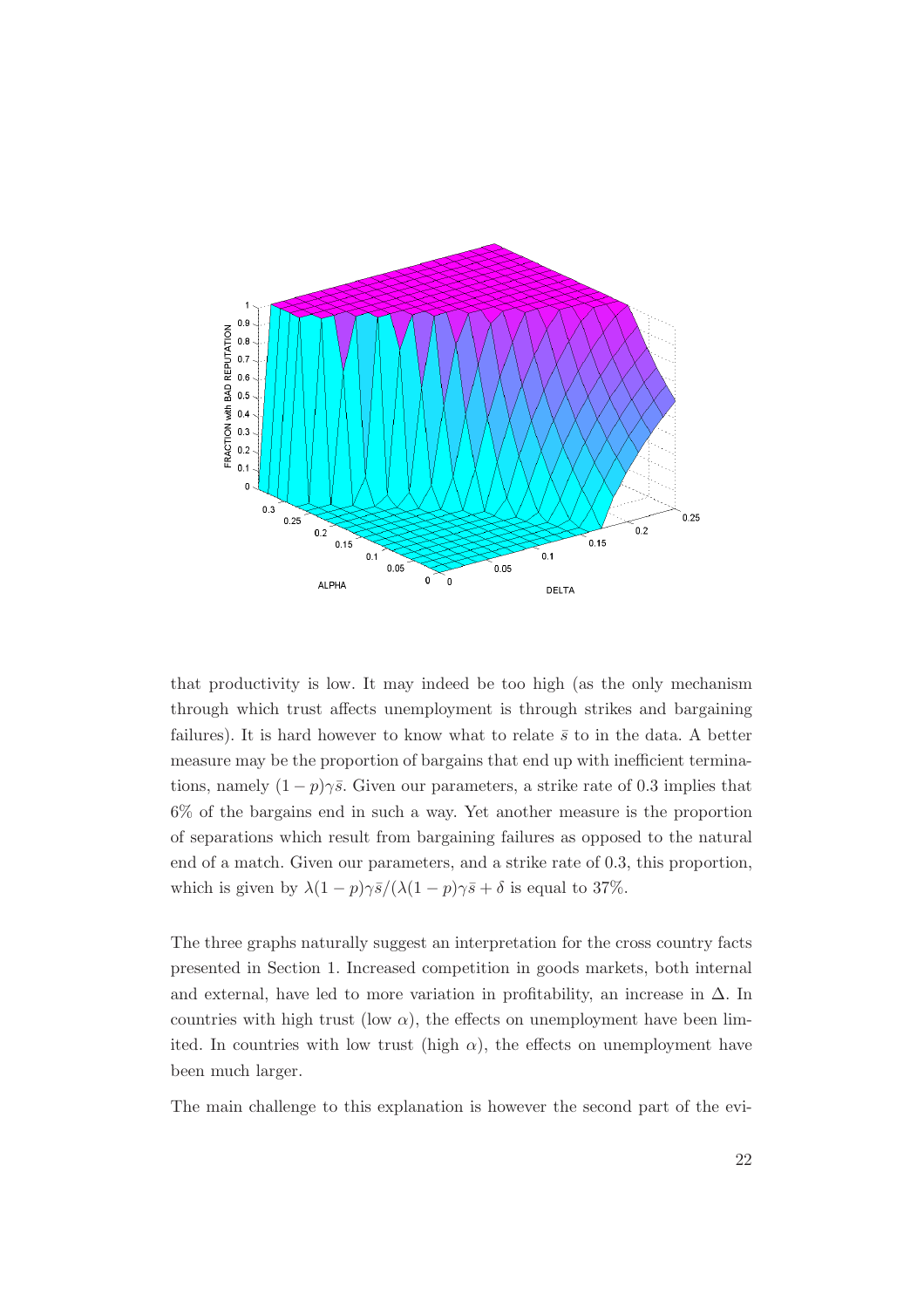that productivity is low. It may indeed be too high (as the only mechanism through which trust affects unemployment is through strikes and bargaining failures). It is hard however to know what to relate $\bar{s}$ to in the data. A better measure may be the proportion of bargains that end up with inefficient terminations, namely $(1-p)\gamma\bar{s}$. Given our parameters, a strike rate of 0.3 implies that 6% of the bargains end in such a way. Yet another measure is the proportion of separations which result from bargaining failures as opposed to the natural end of a match. Given our parameters, and a strike rate of 0.3, this proportion, which is given by $\lambda(1-p)\gamma\bar{s}/(\lambda(1-p)\gamma\bar{s}+\delta$ is equal to 37%.

The three graphs naturally suggest an interpretation for the cross country facts presented in Section 1. Increased competition in goods markets, both internal and external, have led to more variation in profitability, an increase in $\Delta$. In countries with high trust (low $\alpha$), the effects on unemployment have been limited. In countries with low trust (high $\alpha$), the effects on unemployment have been much larger.

The main challenge to this explanation is however the second part of the evi-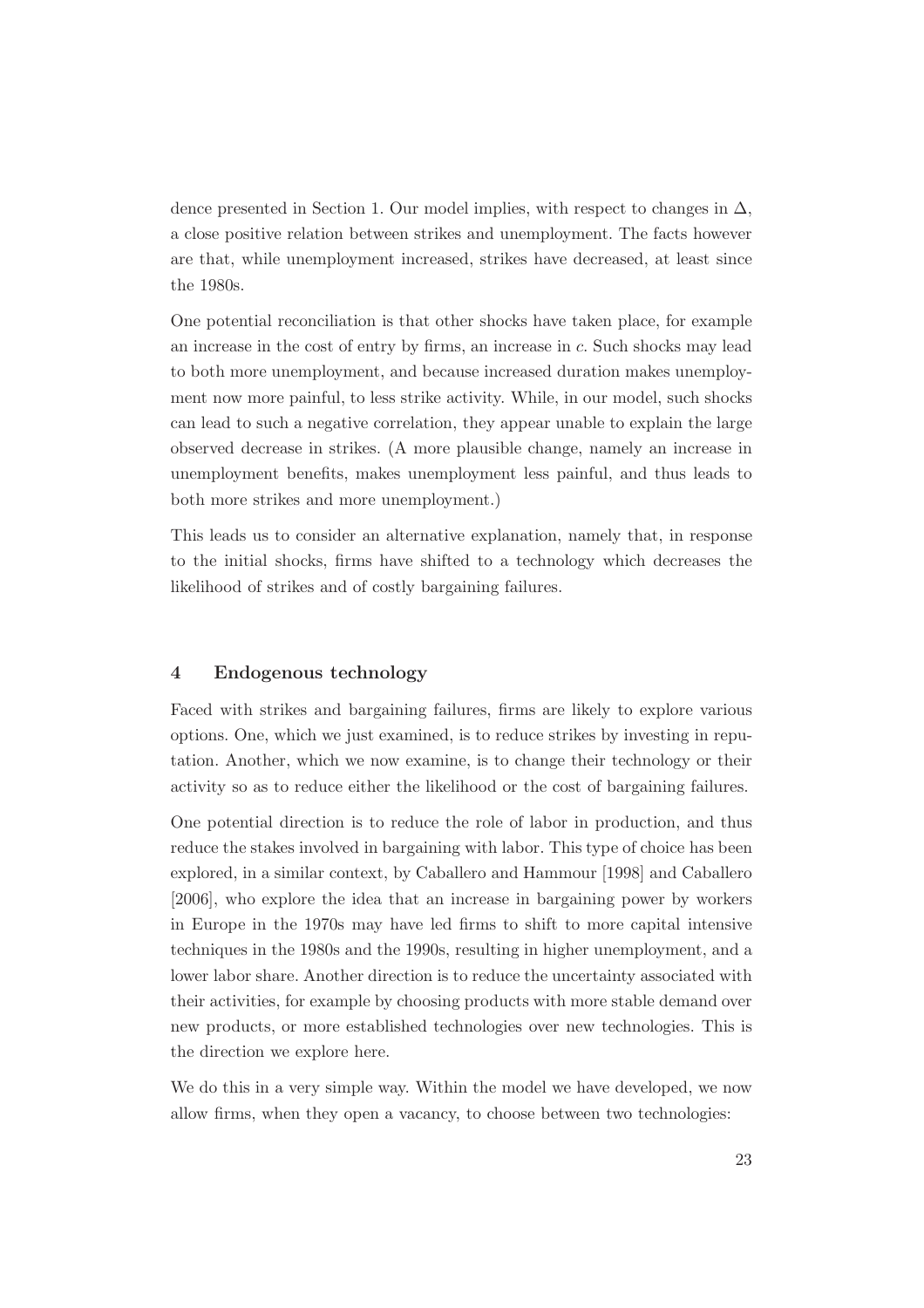dence presented in Section 1. Our model implies, with respect to changes in $\Delta$, a close positive relation between strikes and unemployment. The facts however are that, while unemployment increased, strikes have decreased, at least since the 1980s.

One potential reconciliation is that other shocks have taken place, for example an increase in the cost of entry by firms, an increase in $c$. Such shocks may lead to both more unemployment, and because increased duration makes unemployment now more painful, to less strike activity. While, in our model, such shocks can lead to such a negative correlation, they appear unable to explain the large observed decrease in strikes. (A more plausible change, namely an increase in unemployment benefits, makes unemployment less painful, and thus leads to both more strikes and more unemployment.)

This leads us to consider an alternative explanation, namely that, in response to the initial shocks, firms have shifted to a technology which decreases the likelihood of strikes and of costly bargaining failures.

## 4 Endogenous technology

Faced with strikes and bargaining failures, firms are likely to explore various options. One, which we just examined, is to reduce strikes by investing in reputation. Another, which we now examine, is to change their technology or their activity so as to reduce either the likelihood or the cost of bargaining failures.

One potential direction is to reduce the role of labor in production, and thus reduce the stakes involved in bargaining with labor. This type of choice has been explored, in a similar context, by Caballero and Hammour [1998] and Caballero [2006], who explore the idea that an increase in bargaining power by workers in Europe in the 1970s may have led firms to shift to more capital intensive techniques in the 1980s and the 1990s, resulting in higher unemployment, and a lower labor share. Another direction is to reduce the uncertainty associated with their activities, for example by choosing products with more stable demand over new products, or more established technologies over new technologies. This is the direction we explore here.

We do this in a very simple way. Within the model we have developed, we now allow firms, when they open a vacancy, to choose between two technologies: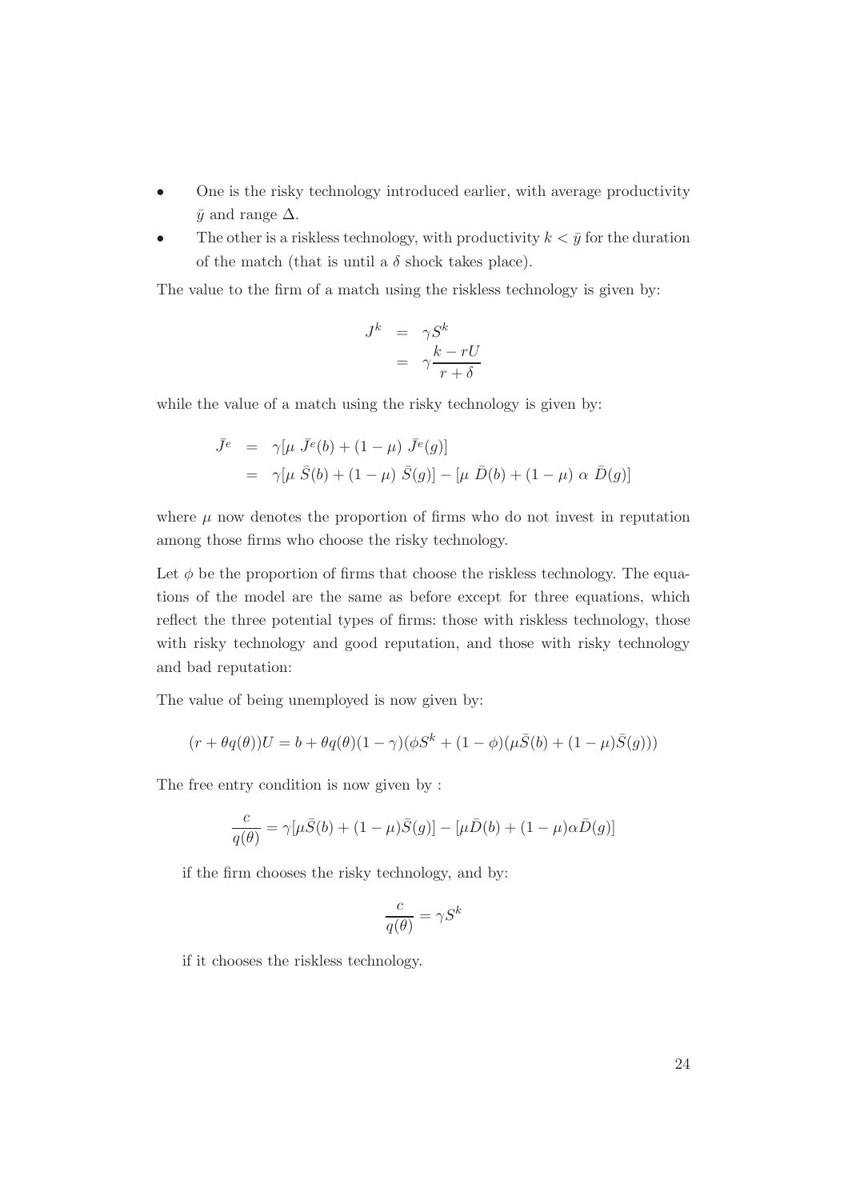- One is the risky technology introduced earlier, with average productivity $\bar{y}$ and range $\Delta$.
- The other is a riskless technology, with productivity $k < \bar{y}$ for the duration of the match (that is until a $\delta$ shock takes place).

The value to the firm of a match using the riskless technology is given by:

$$
\begin{aligned}
J^k &= \gamma S^k \\
&= \gamma \frac{k - rU}{r + \delta}
\end{aligned}
$$

while the value of a match using the risky technology is given by:

$$
\begin{aligned}
\bar{J}^e &= \gamma[\mu \ \bar{J}^e(b) + (1-\mu) \ \bar{J}^e(g)] \\
&= \gamma[\mu \ \bar{S}(b) + (1-\mu) \ \bar{S}(g)] - [\mu \ \bar{D}(b) + (1-\mu) \ \alpha \ \bar{D}(g)]
\end{aligned}
$$

where $\mu$ now denotes the proportion of firms who do not invest in reputation among those firms who choose the risky technology.

Let $\phi$ be the proportion of firms that choose the riskless technology. The equations of the model are the same as before except for three equations, which reflect the three potential types of firms: those with riskless technology, those with risky technology and good reputation, and those with risky technology and bad reputation:

The value of being unemployed is now given by:

$$
(r + \theta q(\theta))U = b + \theta q(\theta)(1-\gamma)(\phi S^k + (1-\phi)(\mu \bar{S}(b) + (1-\mu)\bar{S}(g)))
$$

The free entry condition is now given by :

$$
\frac{c}{q(\theta)} = \gamma[\mu \bar{S}(b) + (1-\mu)\bar{S}(g)] - [\mu \bar{D}(b) + (1-\mu)\alpha \bar{D}(g)]
$$

if the firm chooses the risky technology, and by:

$$
\frac{c}{q(\theta)} = \gamma S^k
$$

if it chooses the riskless technology.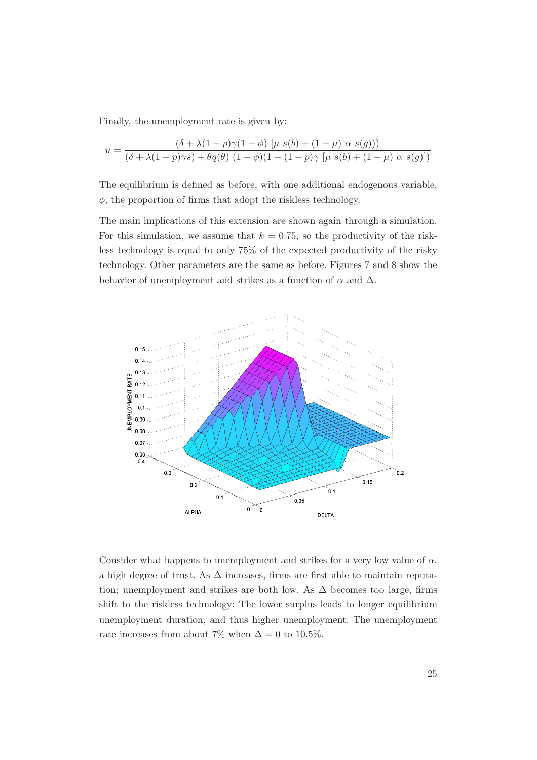Finally, the unemployment rate is given by:

$$u = \frac{(\delta + \lambda(1-p)\gamma(1-\phi)\ [\mu\ s(b) + (1-\mu)\ \alpha\ s(g)))}{(\delta + \lambda(1-p)\gamma s) + \theta q(\theta)\ (1-\phi)(1-(1-p)\gamma\ [\mu\ s(b) + (1-\mu)\ \alpha\ s(g)])}$$

The equilibrium is defined as before, with one additional endogenous variable, $\phi$, the proportion of firms that adopt the riskless technology.

The main implications of this extension are shown again through a simulation. For this simulation, we assume that $k = 0.75$, so the productivity of the riskless technology is equal to only 75% of the expected productivity of the risky technology. Other parameters are the same as before. Figures 7 and 8 show the behavior of unemployment and strikes as a function of $\alpha$ and $\Delta$.

Consider what happens to unemployment and strikes for a very low value of $\alpha$, a high degree of trust. As $\Delta$ increases, firms are first able to maintain reputation; unemployment and strikes are both low. As $\Delta$ becomes too large, firms shift to the riskless technology: The lower surplus leads to longer equilibrium unemployment duration, and thus higher unemployment. The unemployment rate increases from about 7% when $\Delta = 0$ to 10.5%.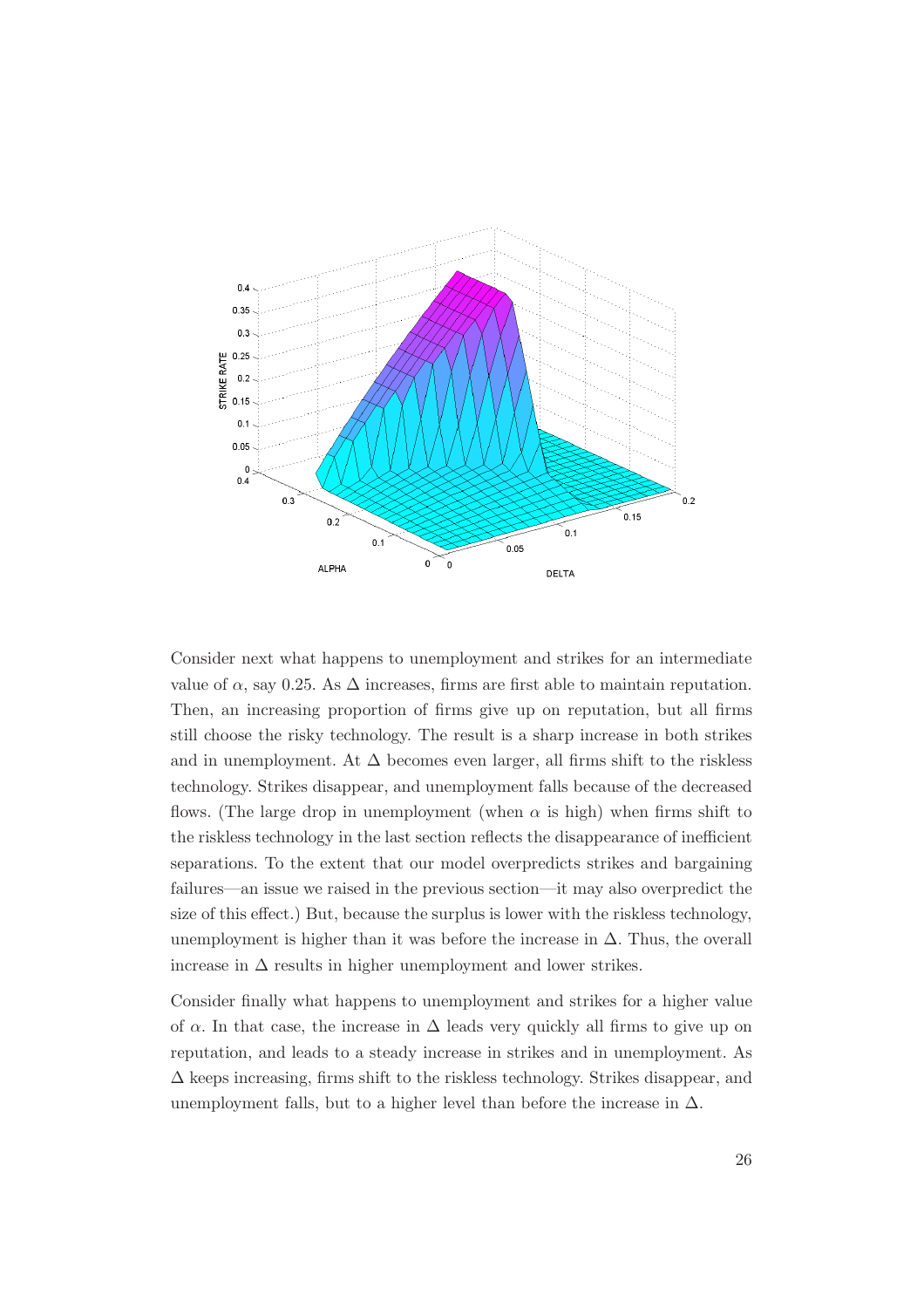Consider next what happens to unemployment and strikes for an intermediate value of $\alpha$, say 0.25. As $\Delta$ increases, firms are first able to maintain reputation. Then, an increasing proportion of firms give up on reputation, but all firms still choose the risky technology. The result is a sharp increase in both strikes and in unemployment. At $\Delta$ becomes even larger, all firms shift to the riskless technology. Strikes disappear, and unemployment falls because of the decreased flows. (The large drop in unemployment (when $\alpha$ is high) when firms shift to the riskless technology in the last section reflects the disappearance of inefficient separations. To the extent that our model overpredicts strikes and bargaining failures—an issue we raised in the previous section—it may also overpredict the size of this effect.) But, because the surplus is lower with the riskless technology, unemployment is higher than it was before the increase in $\Delta$. Thus, the overall increase in $\Delta$ results in higher unemployment and lower strikes.

Consider finally what happens to unemployment and strikes for a higher value of $\alpha$. In that case, the increase in $\Delta$ leads very quickly all firms to give up on reputation, and leads to a steady increase in strikes and in unemployment. As $\Delta$ keeps increasing, firms shift to the riskless technology. Strikes disappear, and unemployment falls, but to a higher level than before the increase in $\Delta$.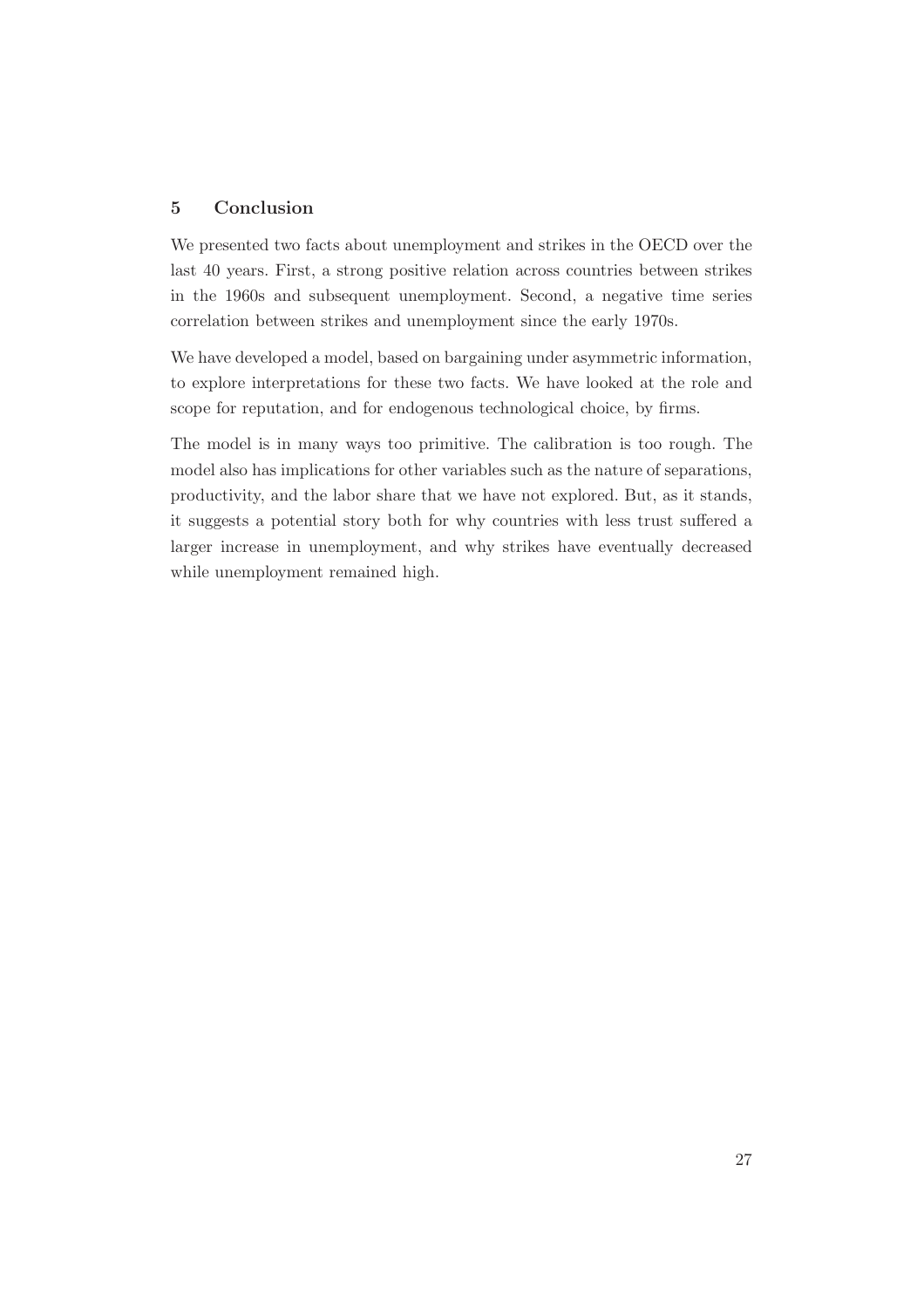## 5 Conclusion

We presented two facts about unemployment and strikes in the OECD over the last 40 years. First, a strong positive relation across countries between strikes in the 1960s and subsequent unemployment. Second, a negative time series correlation between strikes and unemployment since the early 1970s.

We have developed a model, based on bargaining under asymmetric information, to explore interpretations for these two facts. We have looked at the role and scope for reputation, and for endogenous technological choice, by firms.

The model is in many ways too primitive. The calibration is too rough. The model also has implications for other variables such as the nature of separations, productivity, and the labor share that we have not explored. But, as it stands, it suggests a potential story both for why countries with less trust suffered a larger increase in unemployment, and why strikes have eventually decreased while unemployment remained high.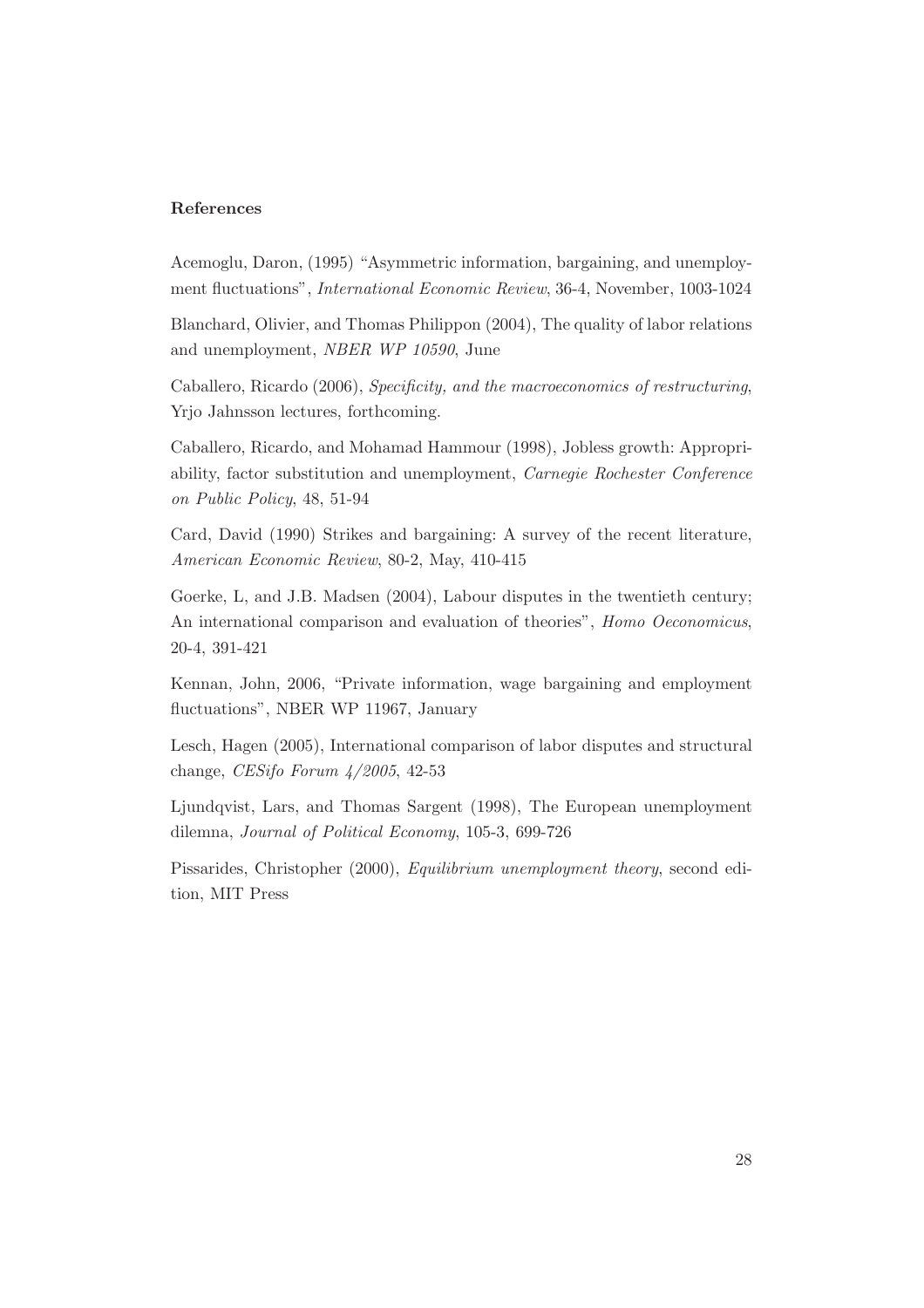**References**

Acemoglu, Daron, (1995) "Asymmetric information, bargaining, and unemployment fluctuations", *International Economic Review*, 36-4, November, 1003-1024

Blanchard, Olivier, and Thomas Philippon (2004), The quality of labor relations and unemployment, *NBER WP 10590*, June

Caballero, Ricardo (2006), *Specificity, and the macroeconomics of restructuring*, Yrjo Jahnsson lectures, forthcoming.

Caballero, Ricardo, and Mohamad Hammour (1998), Jobless growth: Appropriability, factor substitution and unemployment, *Carnegie Rochester Conference on Public Policy*, 48, 51-94

Card, David (1990) Strikes and bargaining: A survey of the recent literature, *American Economic Review*, 80-2, May, 410-415

Goerke, L, and J.B. Madsen (2004), Labour disputes in the twentieth century; An international comparison and evaluation of theories", *Homo Oeconomicus*, 20-4, 391-421

Kennan, John, 2006, "Private information, wage bargaining and employment fluctuations", NBER WP 11967, January

Lesch, Hagen (2005), International comparison of labor disputes and structural change, *CESifo Forum 4/2005*, 42-53

Ljundqvist, Lars, and Thomas Sargent (1998), The European unemployment dilemna, *Journal of Political Economy*, 105-3, 699-726

Pissarides, Christopher (2000), *Equilibrium unemployment theory*, second edition, MIT Press